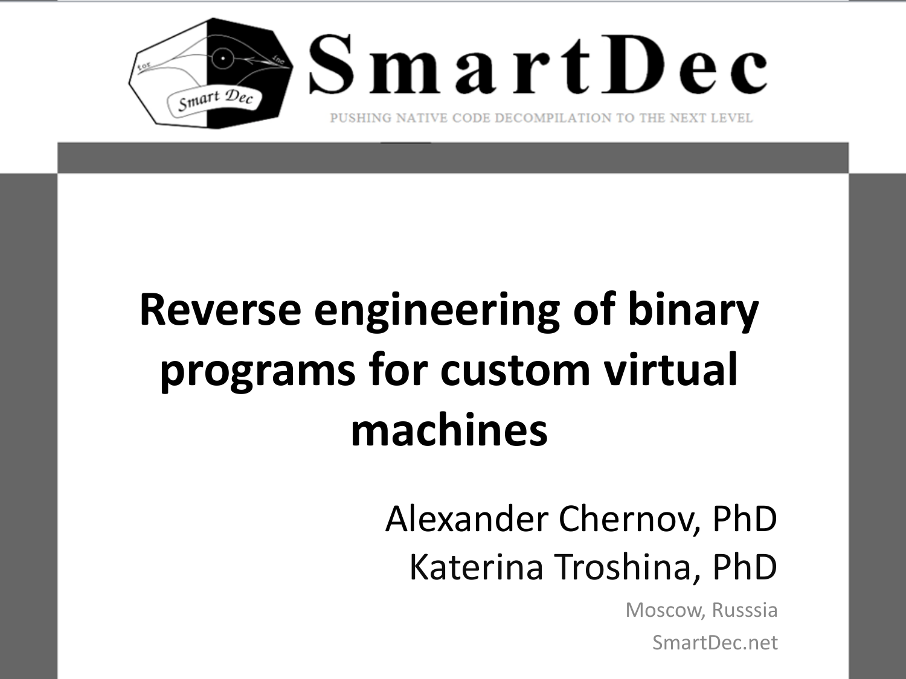# SmartDec

PUSHING NATIVE CODE DECOMPILATION TO THE NEXT LEVEL

# Reverse engineering of binary programs for custom virtual machines

Alexander Chernov, PhD

Katerina Troshina, PhD

Moscow, Russsia

SmartDec.net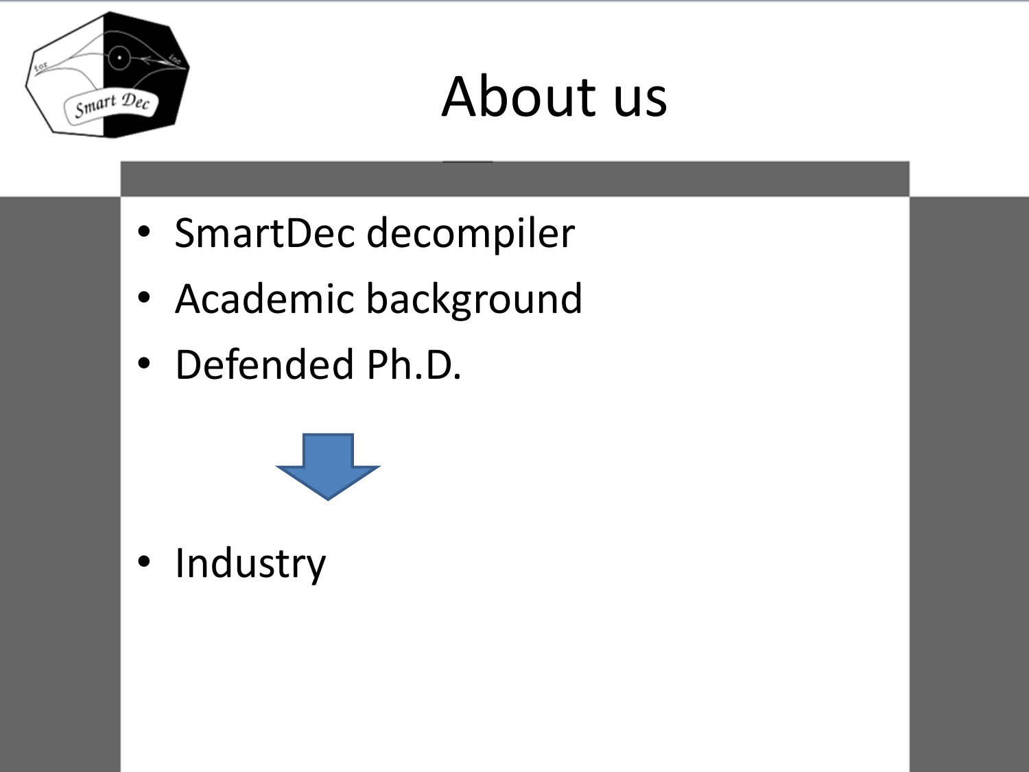# About us

- SmartDec decompiler
- Academic background
- Defended Ph.D.

↓

- Industry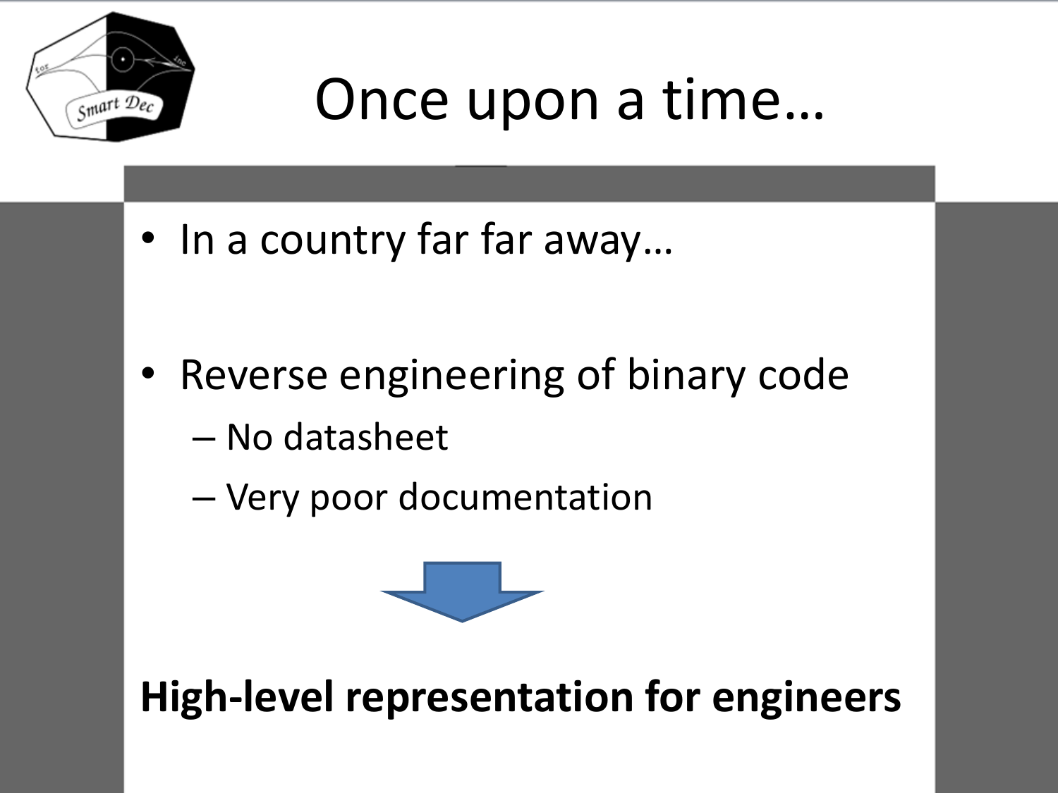# Once upon a time…

- In a country far far away…
- Reverse engineering of binary code
  - No datasheet
  - Very poor documentation

**High-level representation for engineers**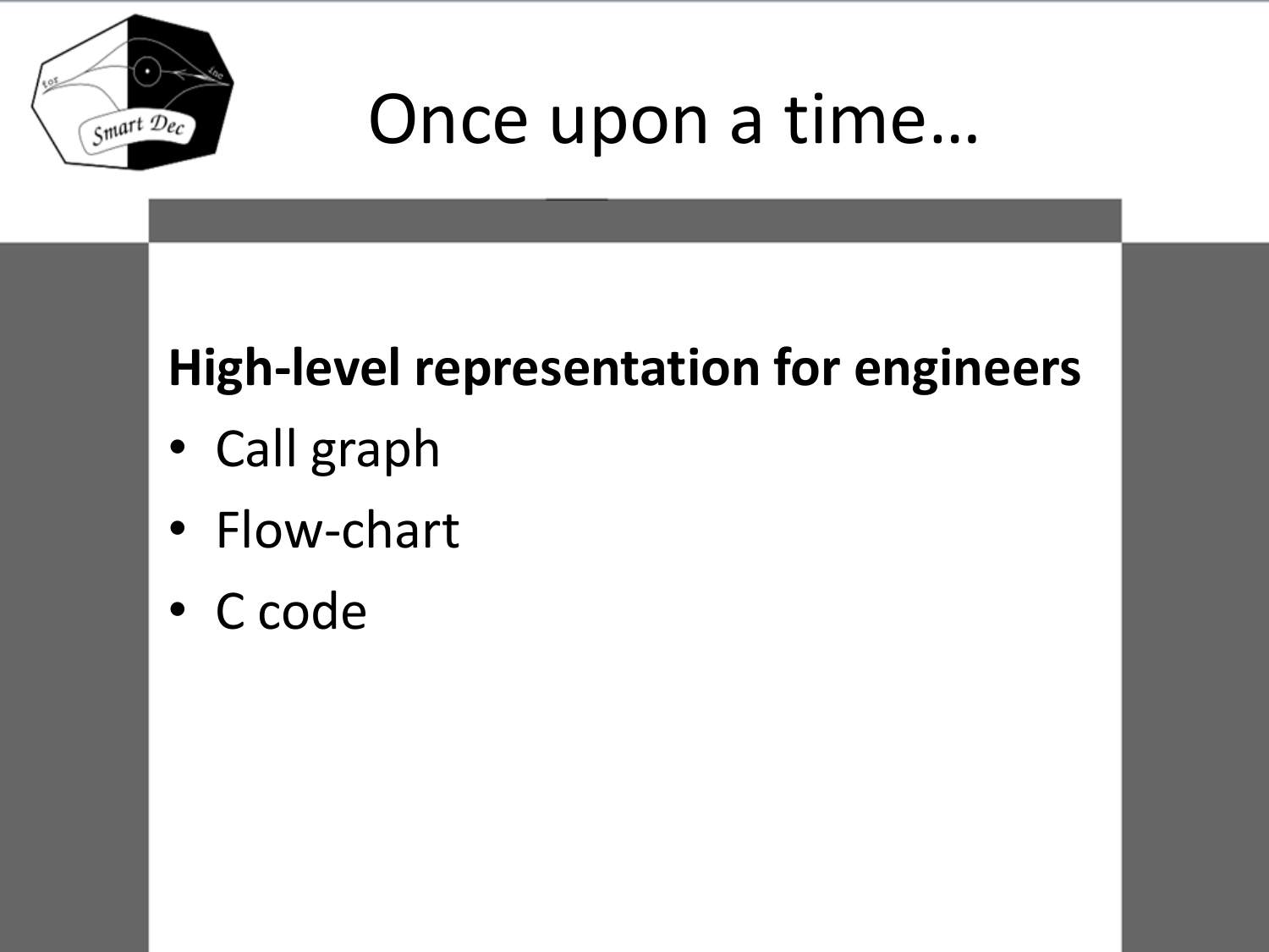# Once upon a time…

**High-level representation for engineers**

- Call graph
- Flow-chart
- C code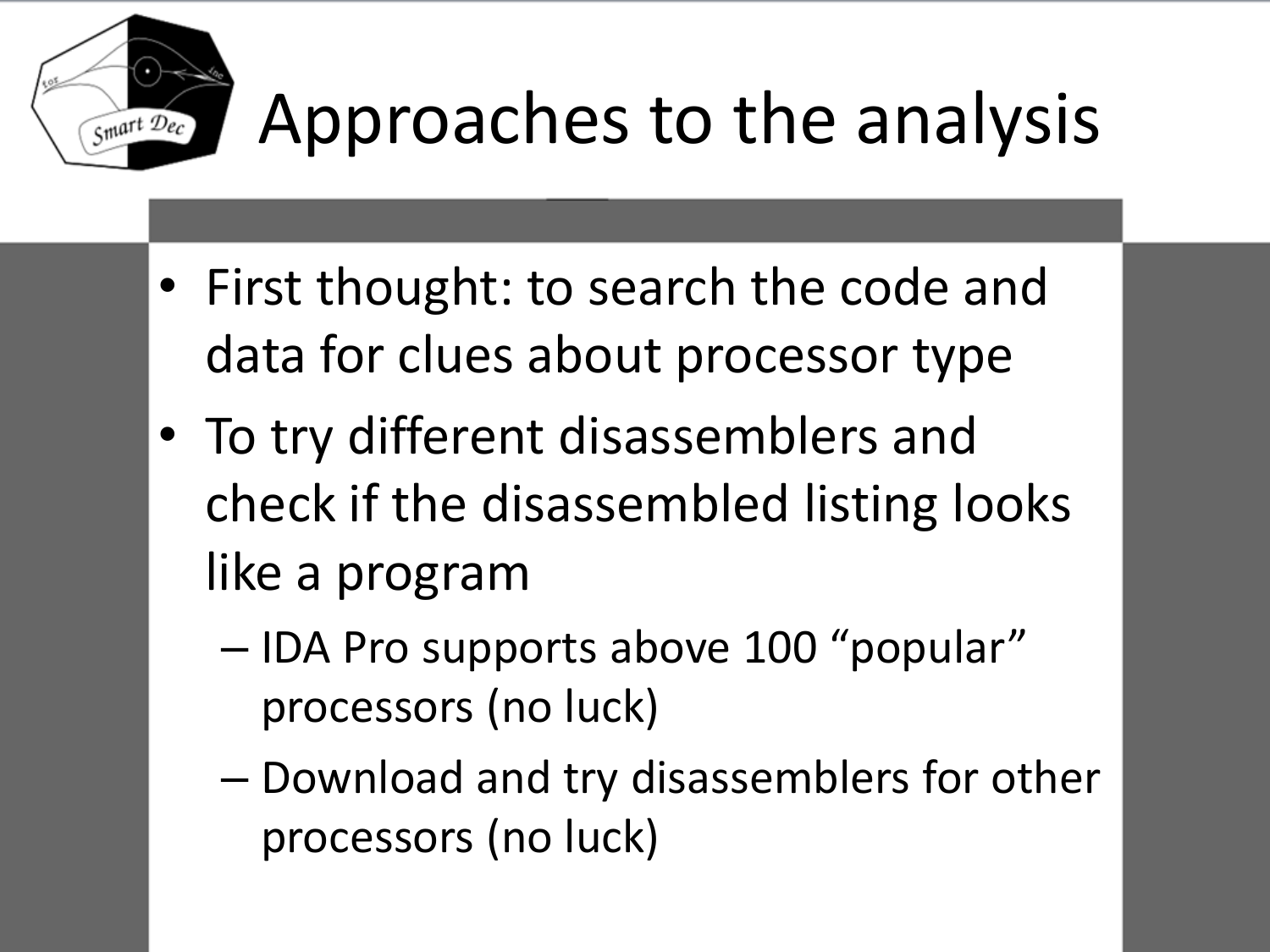# Approaches to the analysis

- First thought: to search the code and data for clues about processor type
- To try different disassemblers and check if the disassembled listing looks like a program
  - IDA Pro supports above 100 “popular” processors (no luck)
  - Download and try disassemblers for other processors (no luck)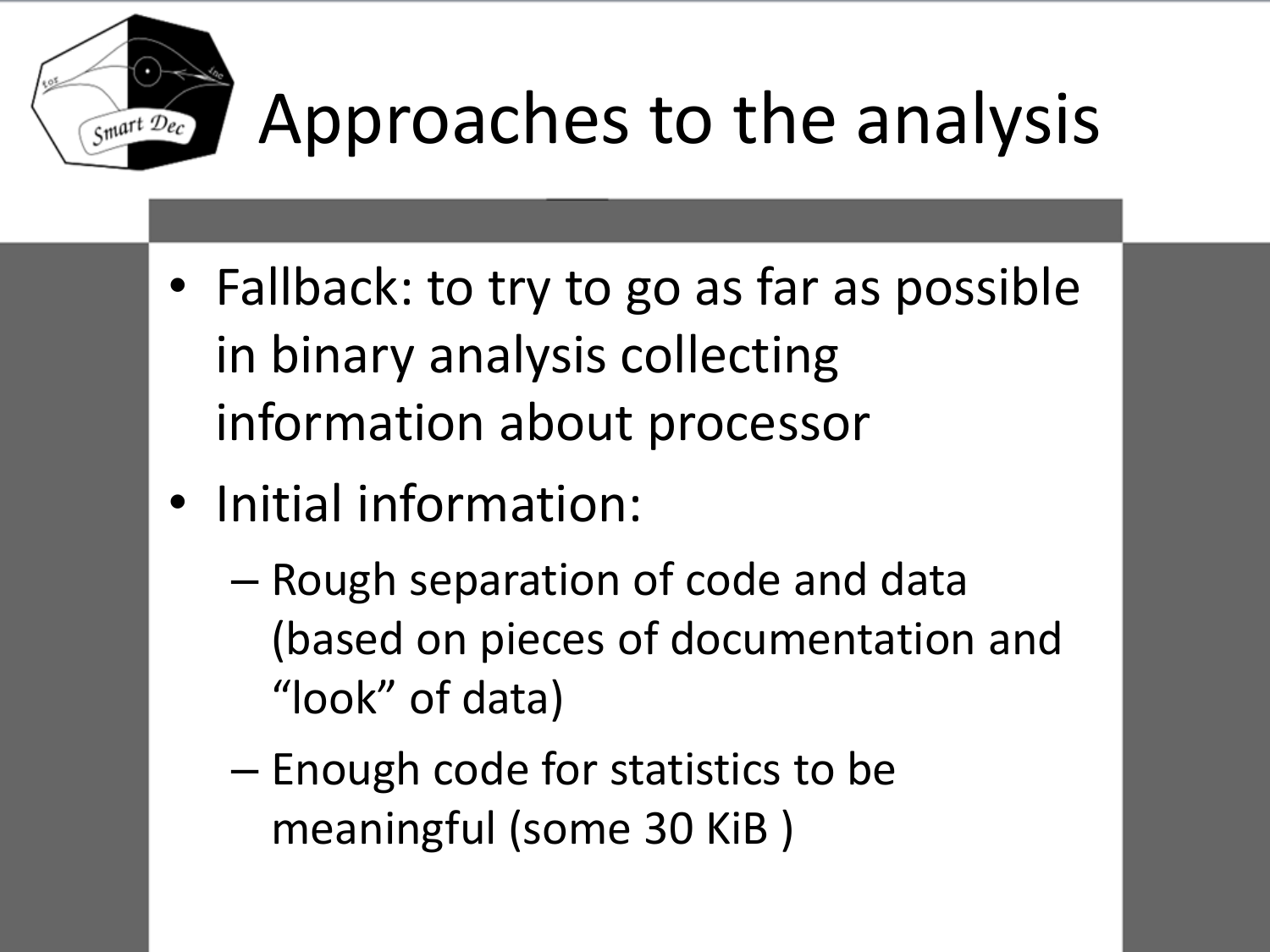# Approaches to the analysis

- Fallback: to try to go as far as possible in binary analysis collecting information about processor
- Initial information:
  - Rough separation of code and data (based on pieces of documentation and "look" of data)
  - Enough code for statistics to be meaningful (some 30 KiB )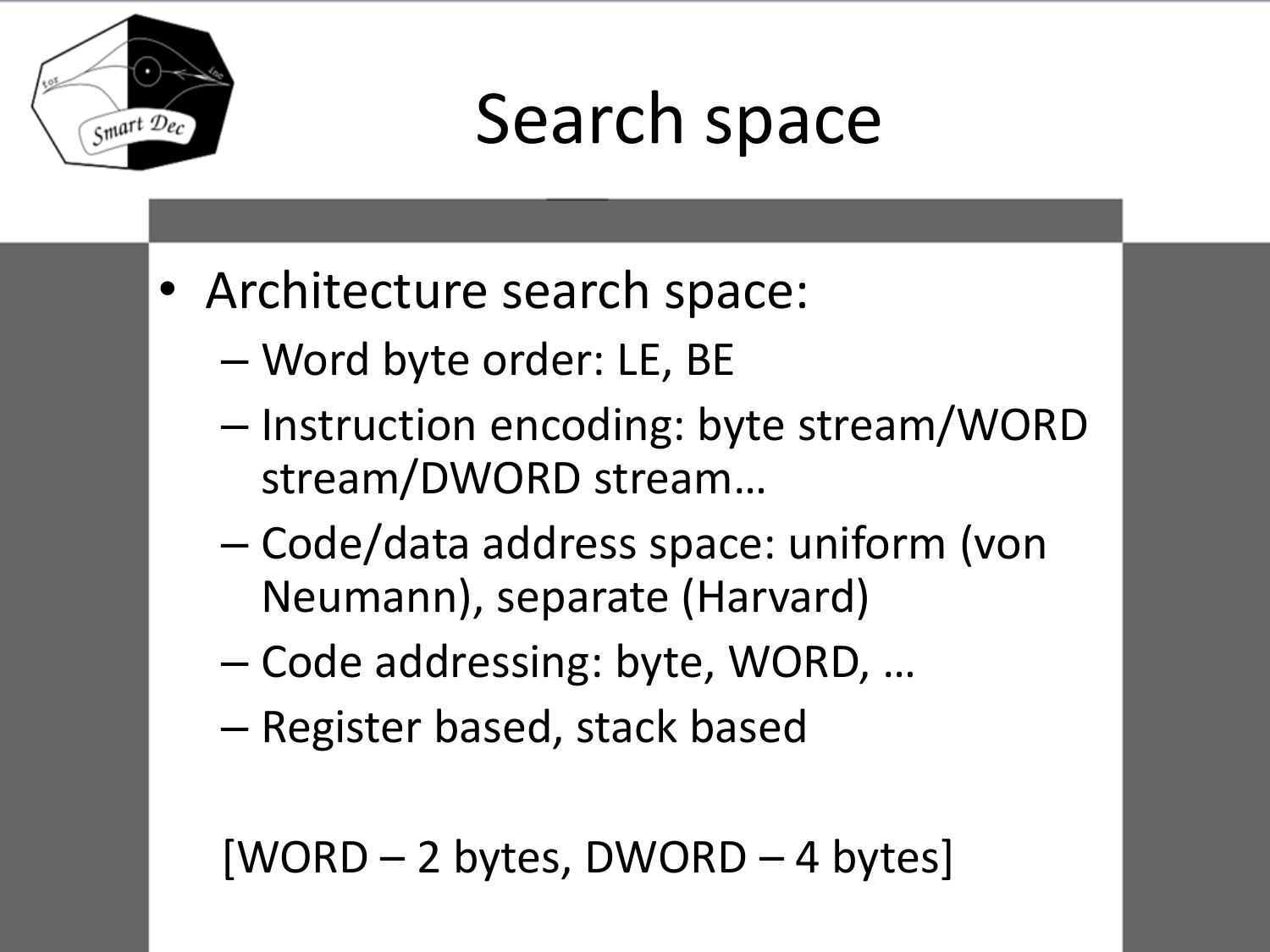# Search space

- Architecture search space:
  - Word byte order: LE, BE
  - Instruction encoding: byte stream/WORD stream/DWORD stream…
  - Code/data address space: uniform (von Neumann), separate (Harvard)
  - Code addressing: byte, WORD, …
  - Register based, stack based

[WORD – 2 bytes, DWORD – 4 bytes]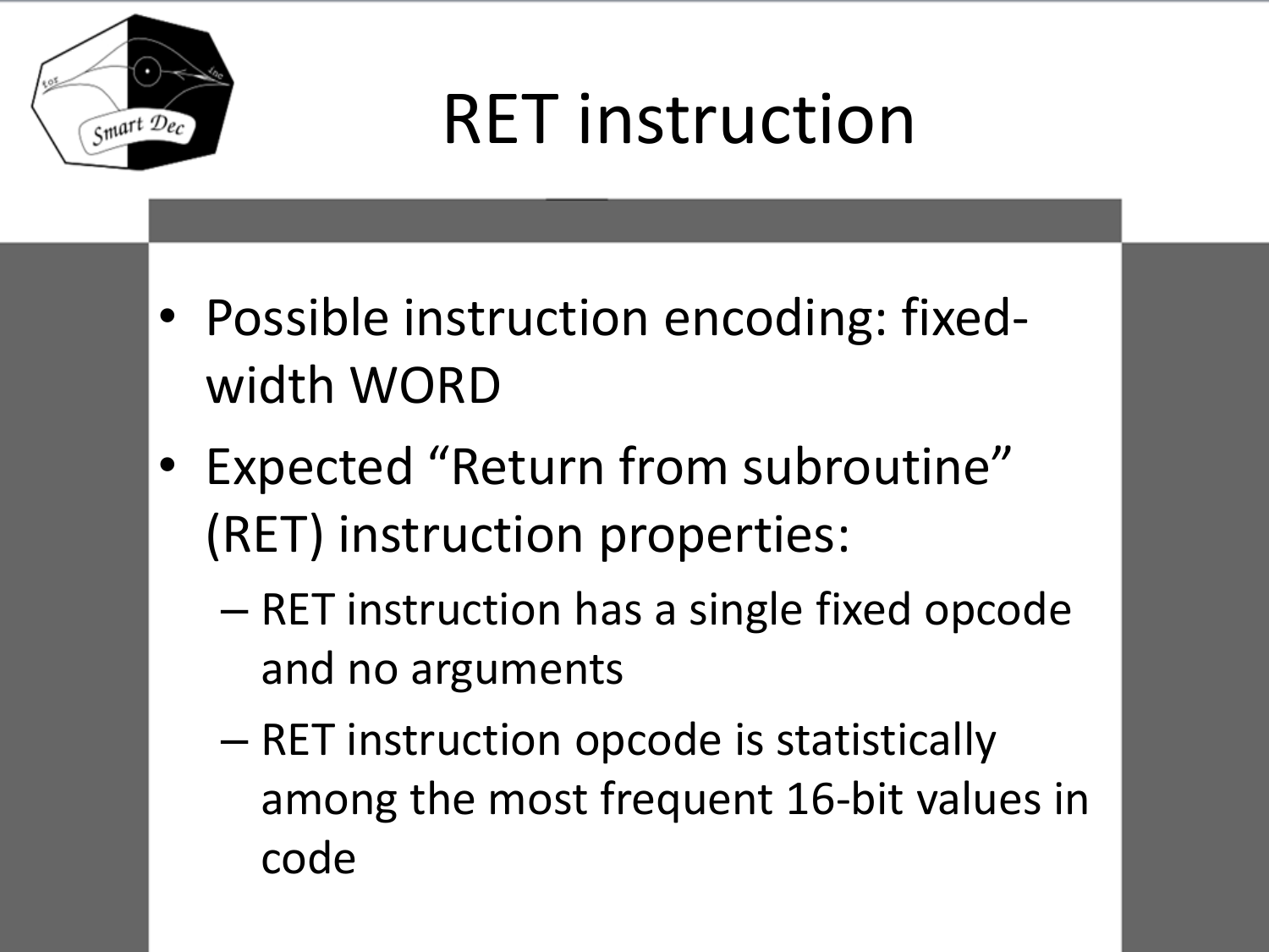# RET instruction

- Possible instruction encoding: fixed-width WORD
- Expected “Return from subroutine” (RET) instruction properties:
  - RET instruction has a single fixed opcode and no arguments
  - RET instruction opcode is statistically among the most frequent 16-bit values in code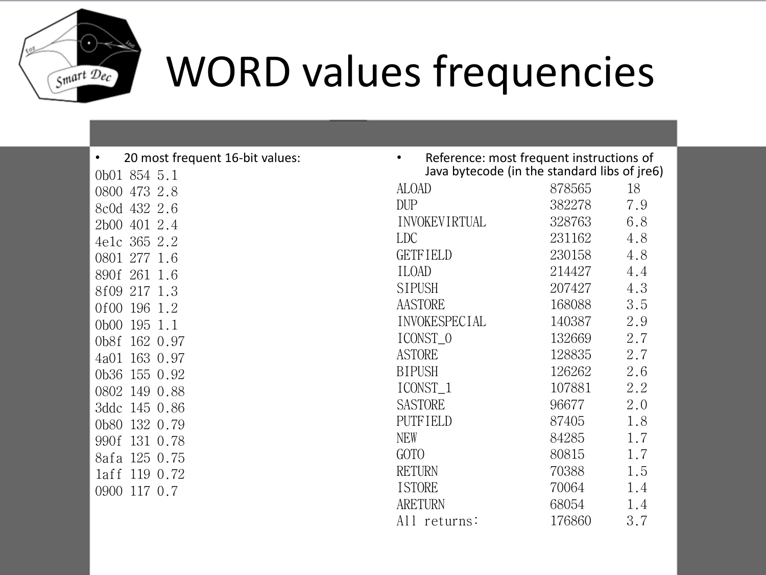# WORD values frequencies

- 20 most frequent 16-bit values:

```
0b01 854 5.1
0800 473 2.8
8c0d 432 2.6
2b00 401 2.4
4e1c 365 2.2
0801 277 1.6
890f 261 1.6
8f09 217 1.3
0f00 196 1.2
0b00 195 1.1
0b8f 162 0.97
4a01 163 0.97
0b36 155 0.92
0802 149 0.88
3ddc 145 0.86
0b80 132 0.79
990f 131 0.78
8afa 125 0.75
1aff 119 0.72
0900 117 0.7
```

- Reference: most frequent instructions of Java bytecode (in the standard libs of jre6)

| | | |
|---|---|---|
| ALOAD | 878565 | 18 |
| DUP | 382278 | 7.9 |
| INVOKEVIRTUAL | 328763 | 6.8 |
| LDC | 231162 | 4.8 |
| GETFIELD | 230158 | 4.8 |
| ILOAD | 214427 | 4.4 |
| SIPUSH | 207427 | 4.3 |
| AASTORE | 168088 | 3.5 |
| INVOKESPECIAL | 140387 | 2.9 |
| ICONST_0 | 132669 | 2.7 |
| ASTORE | 128835 | 2.7 |
| BIPUSH | 126262 | 2.6 |
| ICONST_1 | 107881 | 2.2 |
| SASTORE | 96677 | 2.0 |
| PUTFIELD | 87405 | 1.8 |
| NEW | 84285 | 1.7 |
| GOTO | 80815 | 1.7 |
| RETURN | 70388 | 1.5 |
| ISTORE | 70064 | 1.4 |
| ARETURN | 68054 | 1.4 |
| All returns: | 176860 | 3.7 |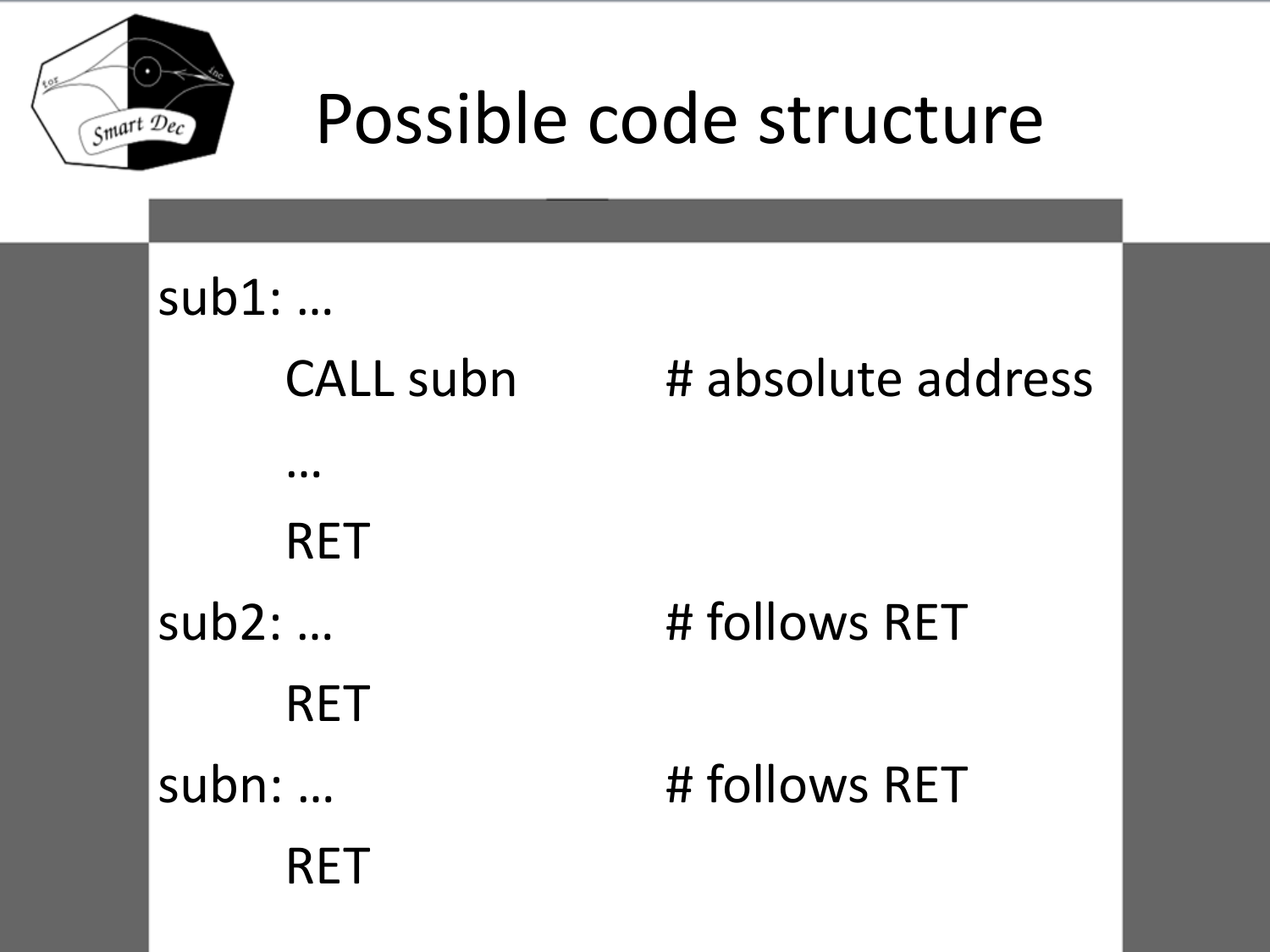# Possible code structure

```
sub1: …
        CALL subn          # absolute address
        …
        RET
sub2: …                    # follows RET
        RET
subn: …                    # follows RET
        RET
```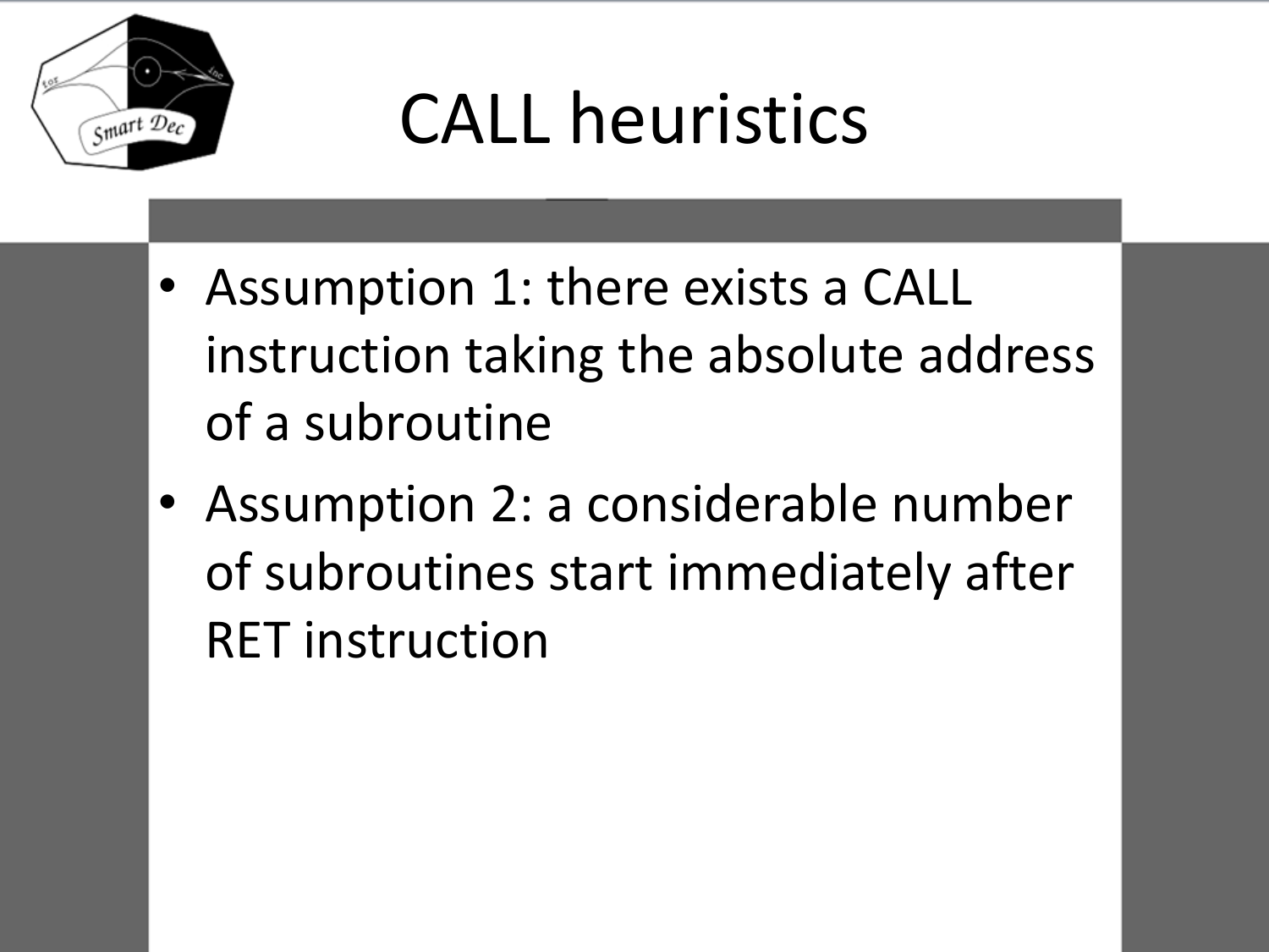# CALL heuristics

- Assumption 1: there exists a CALL instruction taking the absolute address of a subroutine
- Assumption 2: a considerable number of subroutines start immediately after RET instruction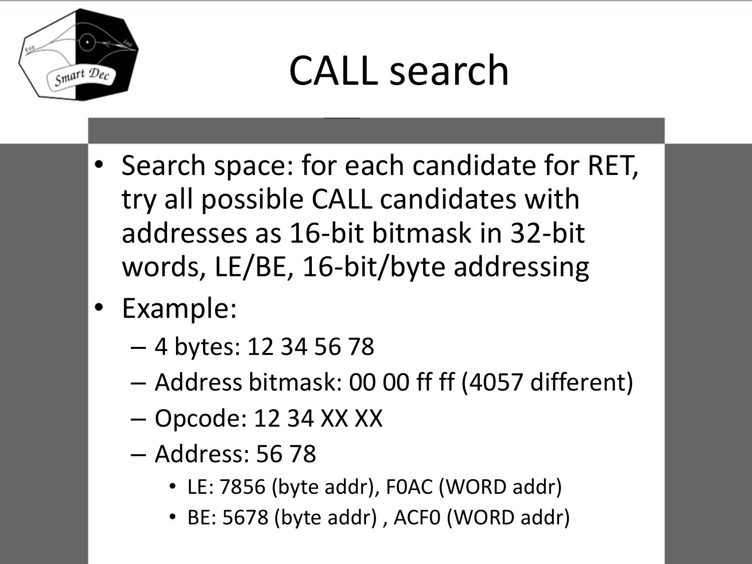# CALL search

- Search space: for each candidate for RET, try all possible CALL candidates with addresses as 16-bit bitmask in 32-bit words, LE/BE, 16-bit/byte addressing
- Example:
  - 4 bytes: 12 34 56 78
  - Address bitmask: 00 00 ff ff (4057 different)
  - Opcode: 12 34 XX XX
  - Address: 56 78
    - LE: 7856 (byte addr), F0AC (WORD addr)
    - BE: 5678 (byte addr) , ACF0 (WORD addr)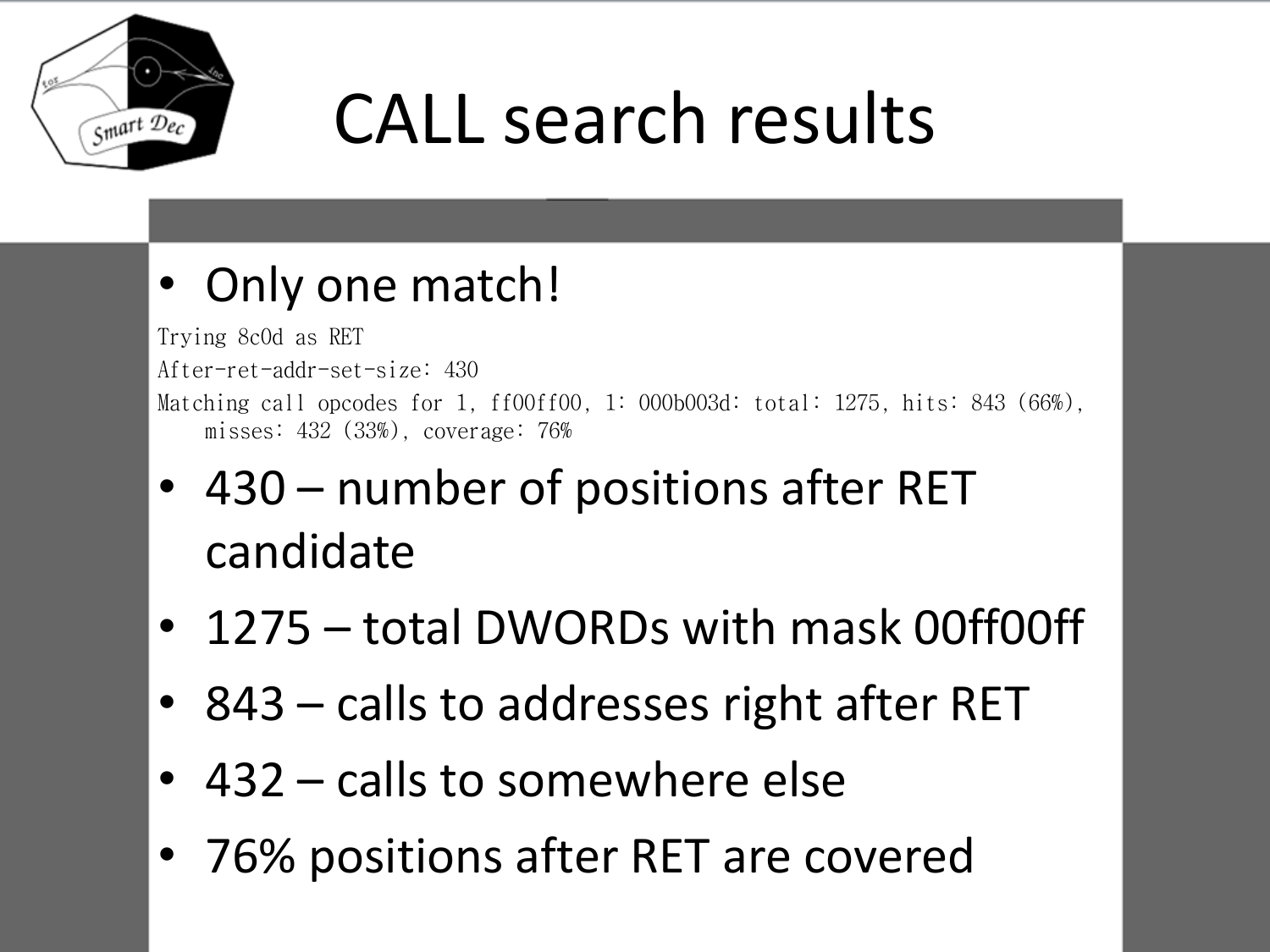# CALL search results

- Only one match!

```
Trying 8c0d as RET
After-ret-addr-set-size: 430
Matching call opcodes for 1, ff00ff00, 1: 000b003d: total: 1275, hits: 843 (66%),
    misses: 432 (33%), coverage: 76%
```

- 430 – number of positions after RET candidate
- 1275 – total DWORDs with mask 00ff00ff
- 843 – calls to addresses right after RET
- 432 – calls to somewhere else
- 76% positions after RET are covered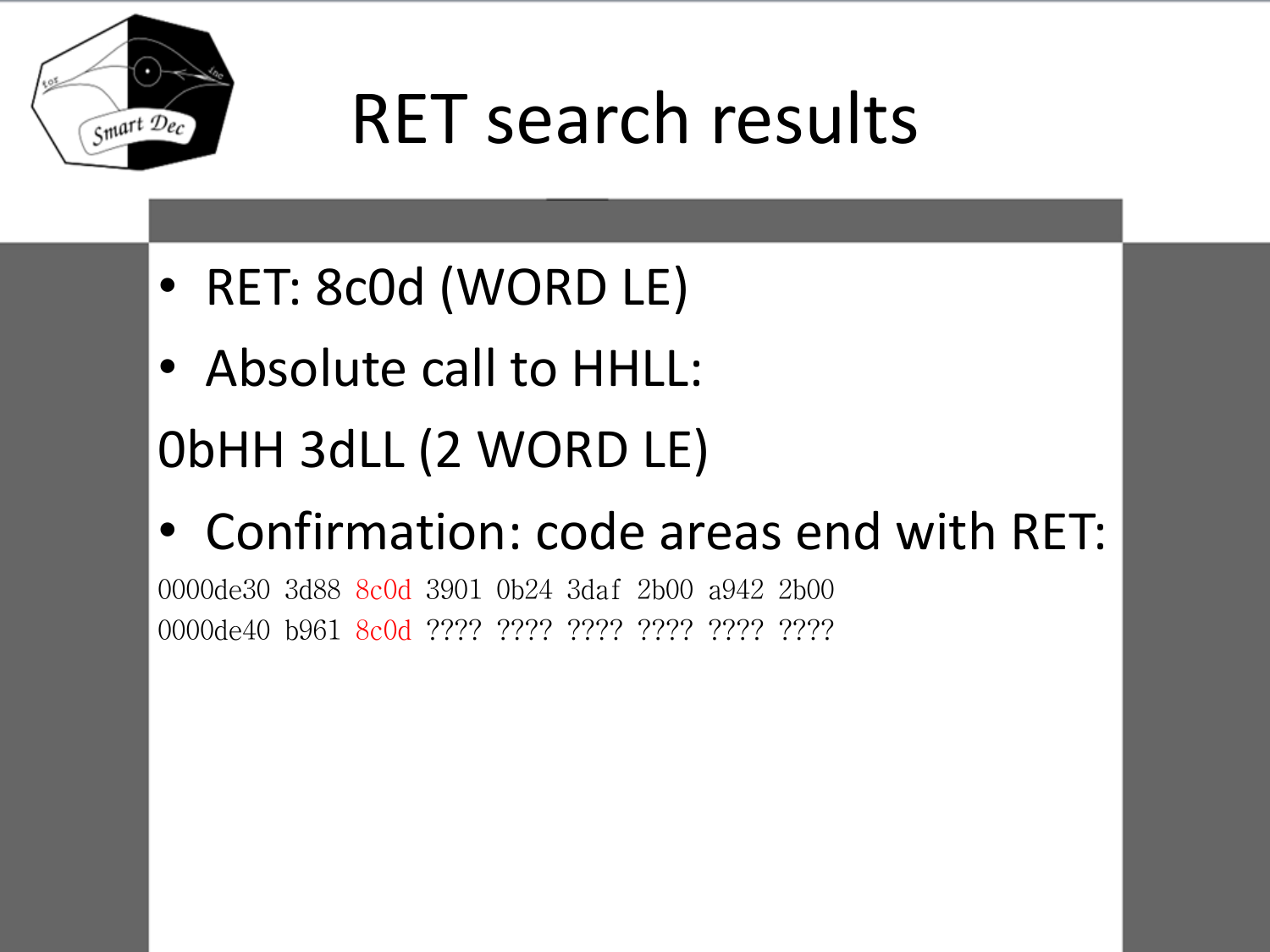# RET search results

- RET: 8c0d (WORD LE)
- Absolute call to HHLL:

0bHH 3dLL (2 WORD LE)

- Confirmation: code areas end with RET:

```
0000de30 3d88 8c0d 3901 0b24 3daf 2b00 a942 2b00
0000de40 b961 8c0d ???? ???? ???? ???? ???? ????
```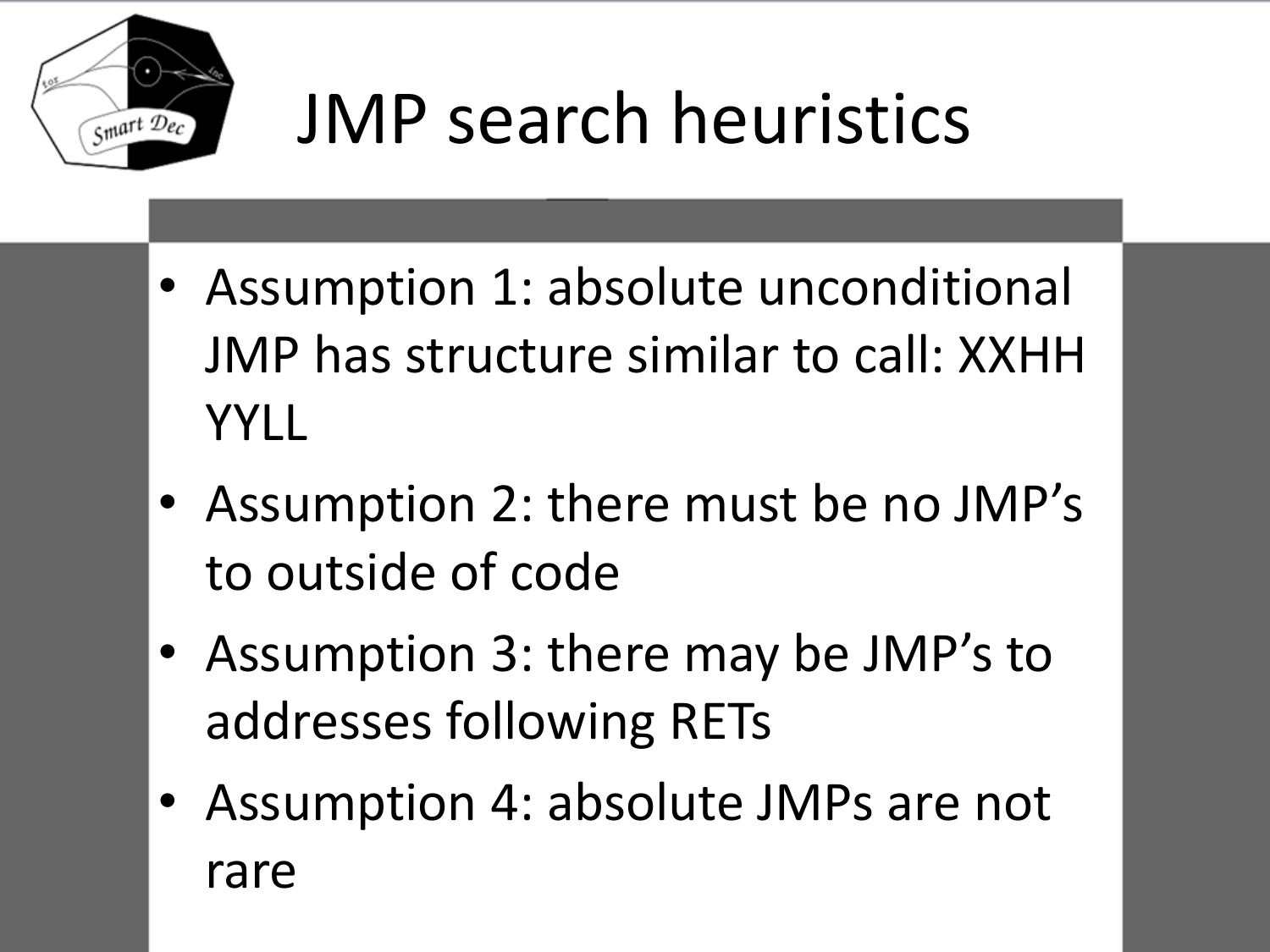# JMP search heuristics

- Assumption 1: absolute unconditional JMP has structure similar to call: XXHH YYLL
- Assumption 2: there must be no JMP's to outside of code
- Assumption 3: there may be JMP's to addresses following RETs
- Assumption 4: absolute JMPs are not rare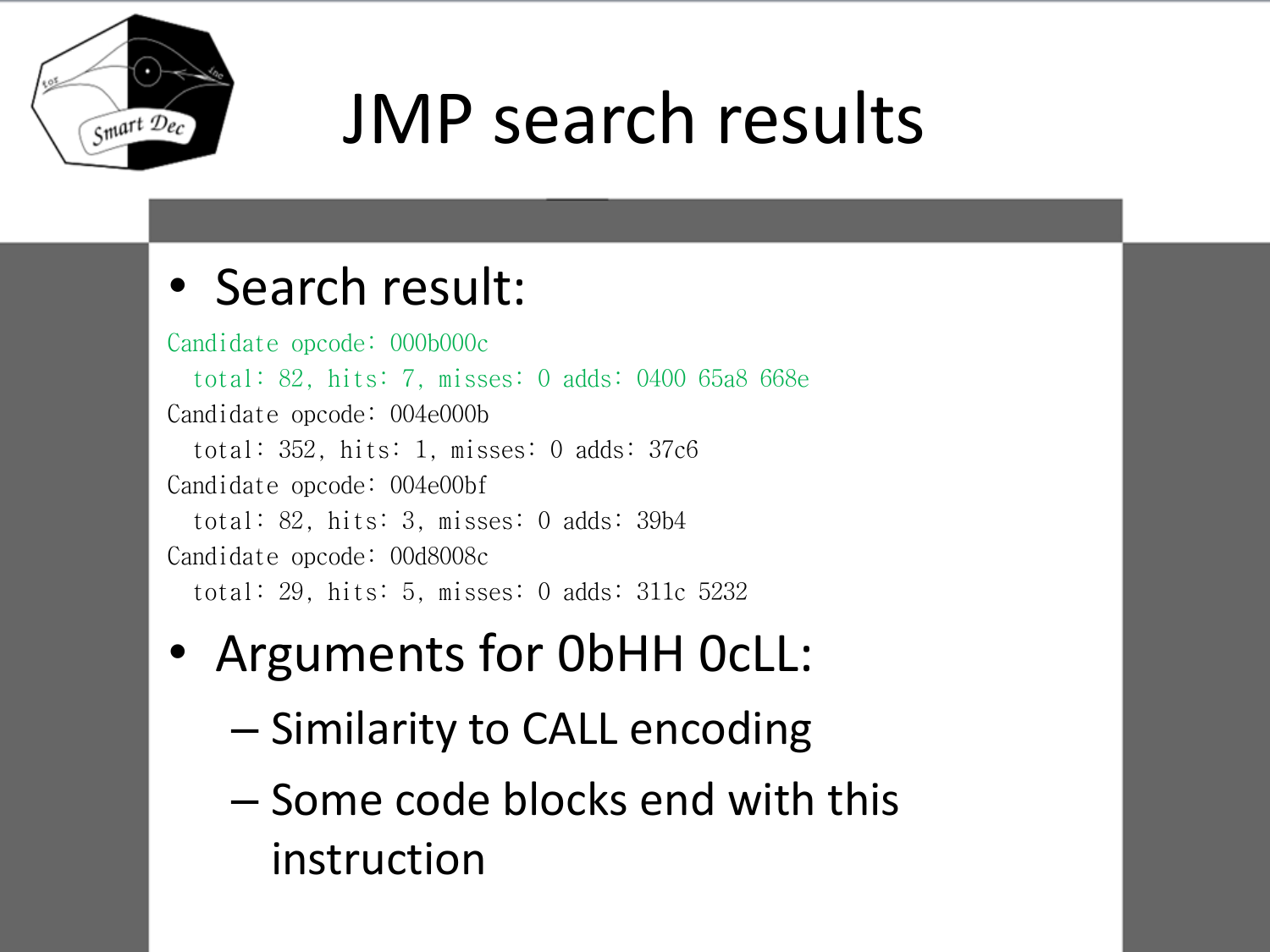# JMP search results

- Search result:

```
Candidate opcode: 000b000c
  total: 82, hits: 7, misses: 0 adds: 0400 65a8 668e
Candidate opcode: 004e000b
  total: 352, hits: 1, misses: 0 adds: 37c6
Candidate opcode: 004e00bf
  total: 82, hits: 3, misses: 0 adds: 39b4
Candidate opcode: 00d8008c
  total: 29, hits: 5, misses: 0 adds: 311c 5232
```

- Arguments for 0bHH 0cLL:
  - Similarity to CALL encoding
  - Some code blocks end with this instruction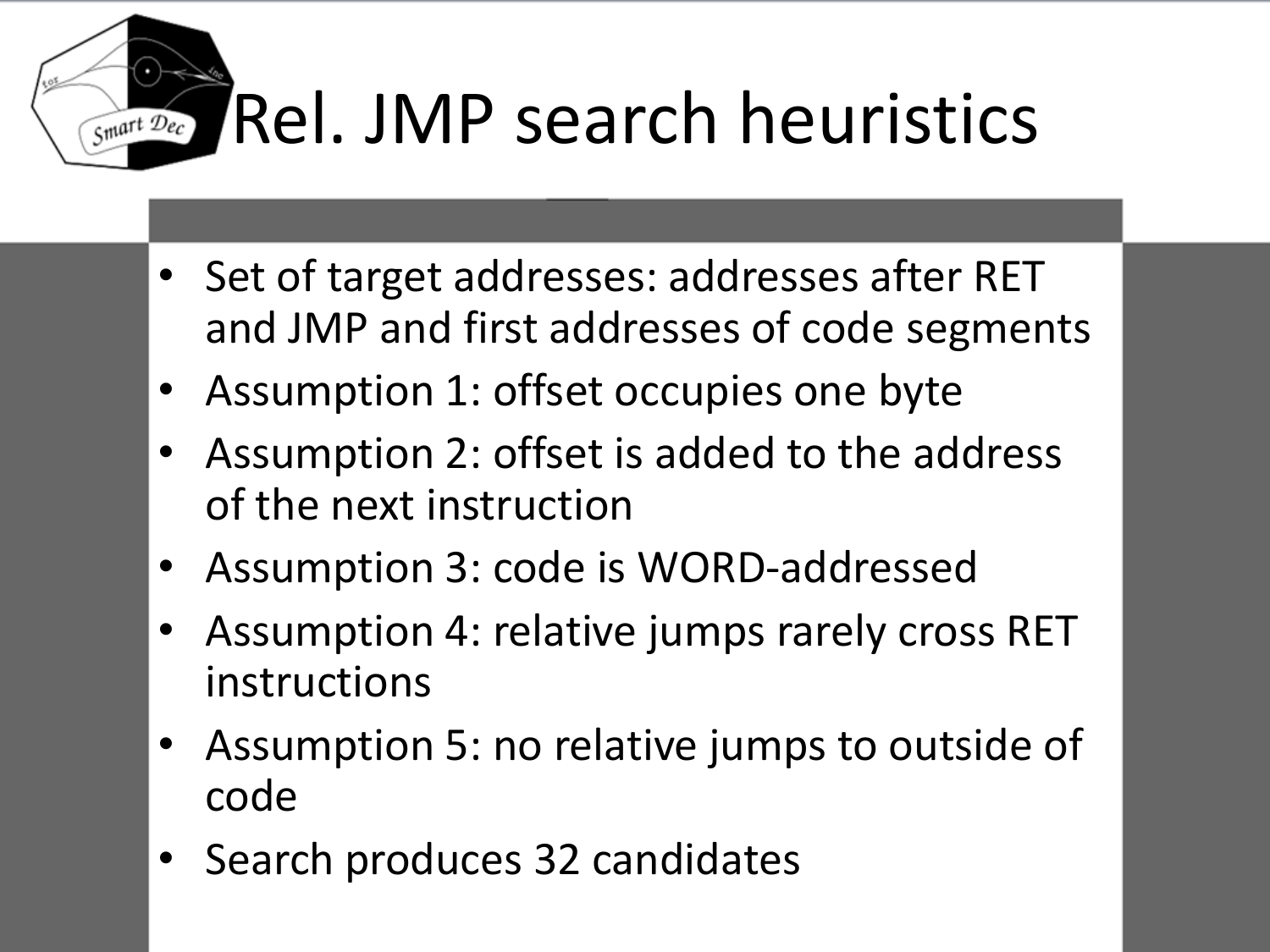# Rel. JMP search heuristics

- Set of target addresses: addresses after RET and JMP and first addresses of code segments
- Assumption 1: offset occupies one byte
- Assumption 2: offset is added to the address of the next instruction
- Assumption 3: code is WORD-addressed
- Assumption 4: relative jumps rarely cross RET instructions
- Assumption 5: no relative jumps to outside of code
- Search produces 32 candidates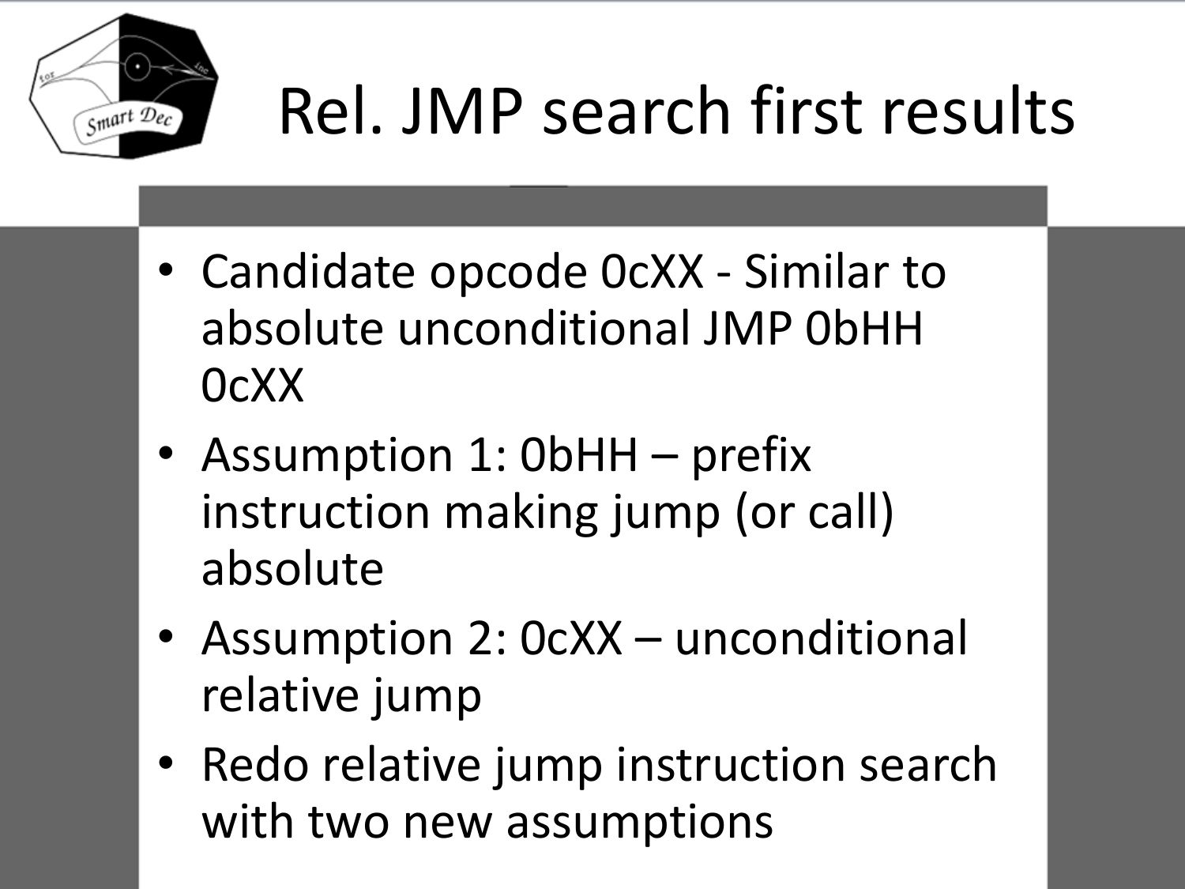# Rel. JMP search first results

- Candidate opcode 0cXX - Similar to absolute unconditional JMP 0bHH 0cXX
- Assumption 1: 0bHH – prefix instruction making jump (or call) absolute
- Assumption 2: 0cXX – unconditional relative jump
- Redo relative jump instruction search with two new assumptions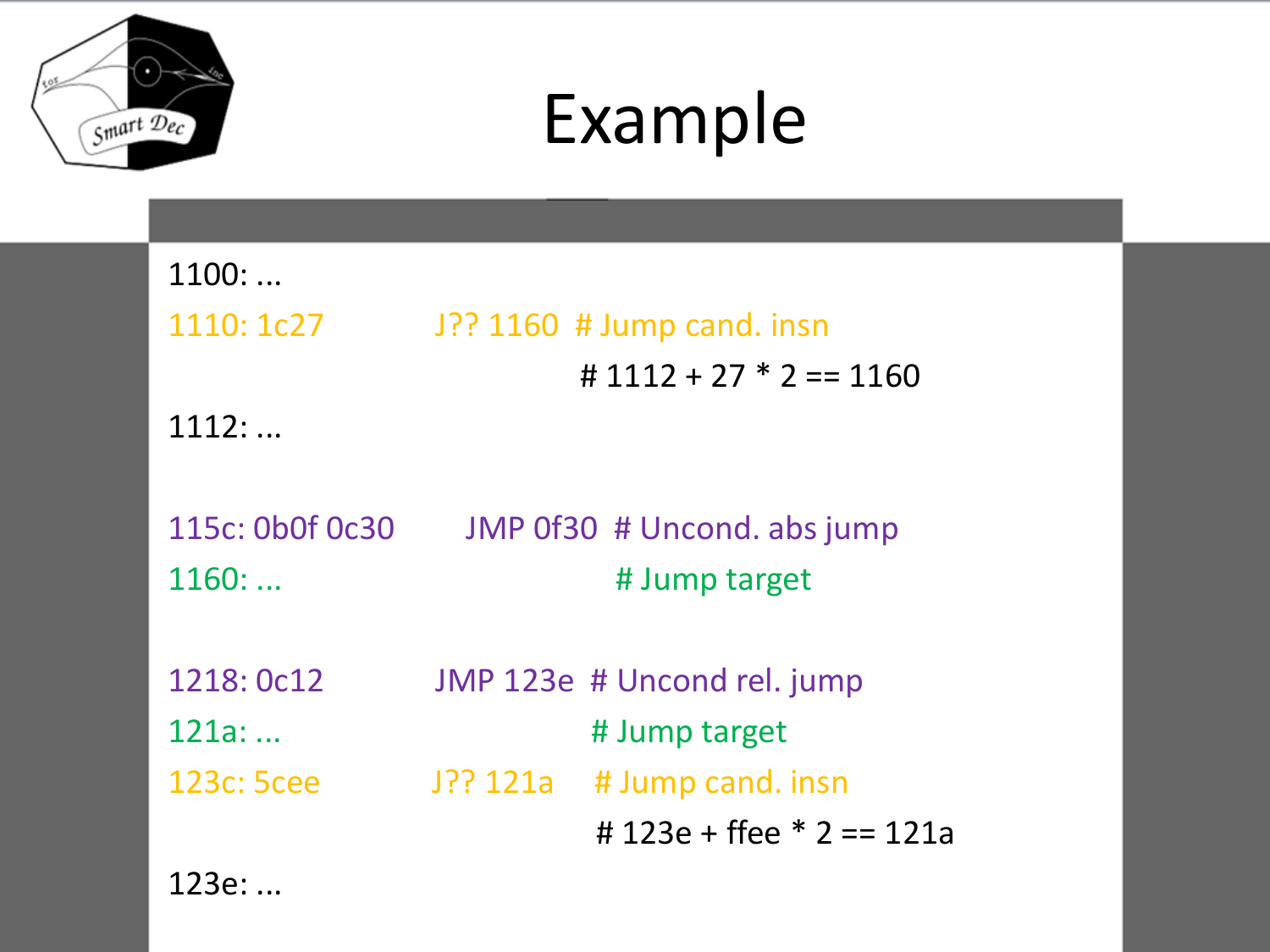# Example

```
1100: ...
1110: 1c27           J?? 1160  # Jump cand. insn
                               # 1112 + 27 * 2 == 1160
1112: ...

115c: 0b0f 0c30      JMP 0f30  # Uncond. abs jump
1160: ...                      # Jump target

1218: 0c12           JMP 123e  # Uncond rel. jump
121a: ...                      # Jump target
123c: 5cee           J?? 121a  # Jump cand. insn
                               # 123e + ffee * 2 == 121a
123e: ...
```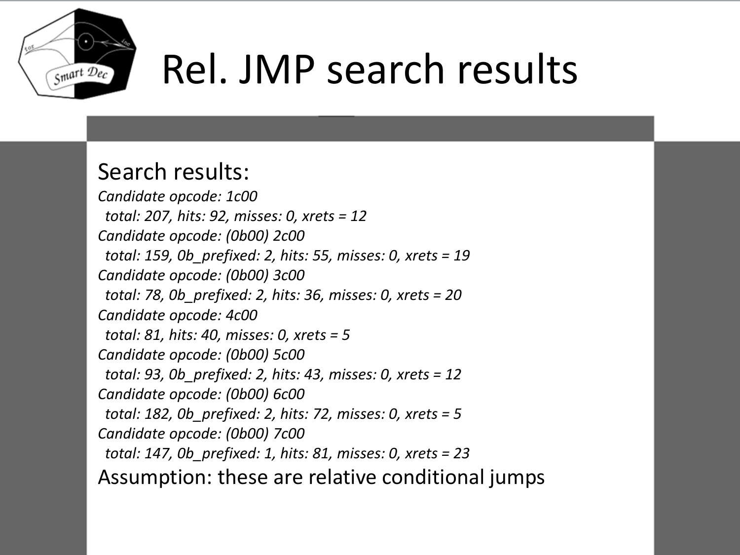# Rel. JMP search results

Search results:

*Candidate opcode: 1c00*
*total: 207, hits: 92, misses: 0, xrets = 12*
*Candidate opcode: (0b00) 2c00*
*total: 159, 0b_prefixed: 2, hits: 55, misses: 0, xrets = 19*
*Candidate opcode: (0b00) 3c00*
*total: 78, 0b_prefixed: 2, hits: 36, misses: 0, xrets = 20*
*Candidate opcode: 4c00*
*total: 81, hits: 40, misses: 0, xrets = 5*
*Candidate opcode: (0b00) 5c00*
*total: 93, 0b_prefixed: 2, hits: 43, misses: 0, xrets = 12*
*Candidate opcode: (0b00) 6c00*
*total: 182, 0b_prefixed: 2, hits: 72, misses: 0, xrets = 5*
*Candidate opcode: (0b00) 7c00*
*total: 147, 0b_prefixed: 1, hits: 81, misses: 0, xrets = 23*

Assumption: these are relative conditional jumps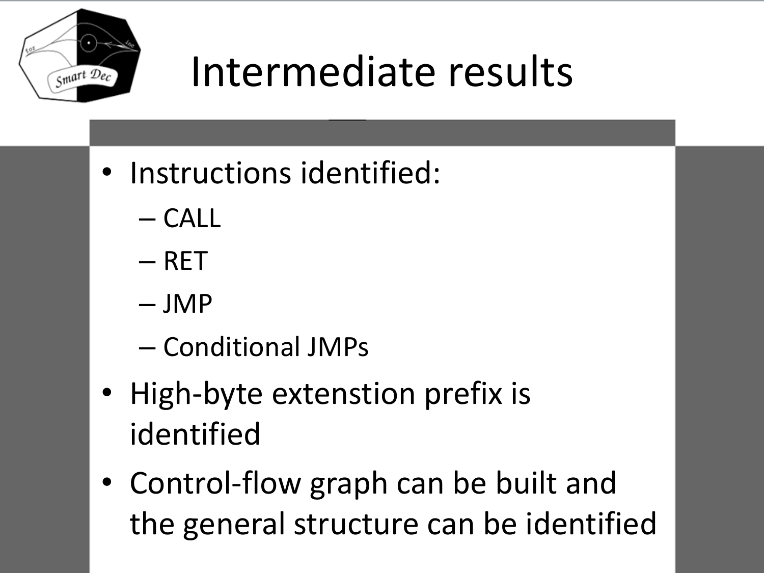# Intermediate results

- Instructions identified:
  - CALL
  - RET
  - JMP
  - Conditional JMPs
- High-byte extenstion prefix is identified
- Control-flow graph can be built and the general structure can be identified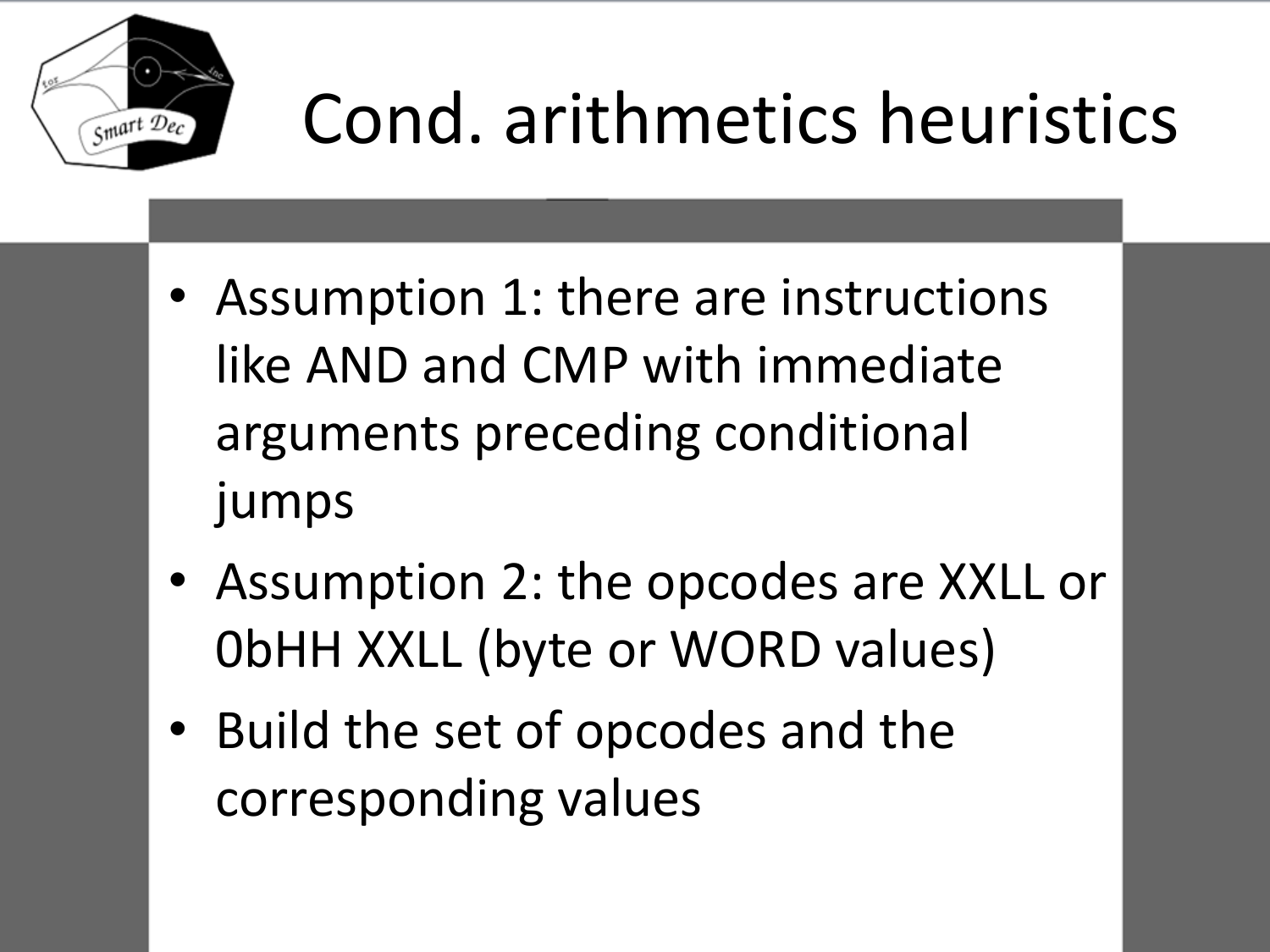# Cond. arithmetics heuristics

- Assumption 1: there are instructions like AND and CMP with immediate arguments preceding conditional jumps
- Assumption 2: the opcodes are XXLL or 0bHH XXLL (byte or WORD values)
- Build the set of opcodes and the corresponding values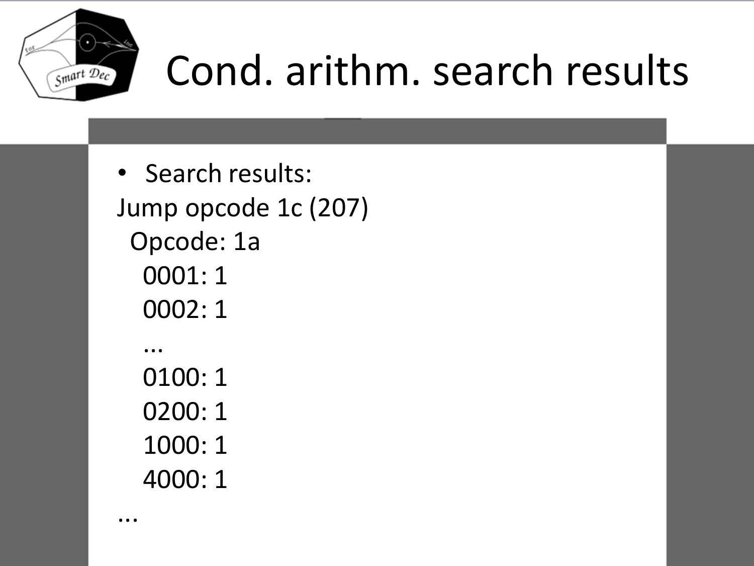# Cond. arithm. search results

- Search results:

```
Jump opcode 1c (207)
  Opcode: 1a
    0001: 1
    0002: 1
    ...
    0100: 1
    0200: 1
    1000: 1
    4000: 1
...
```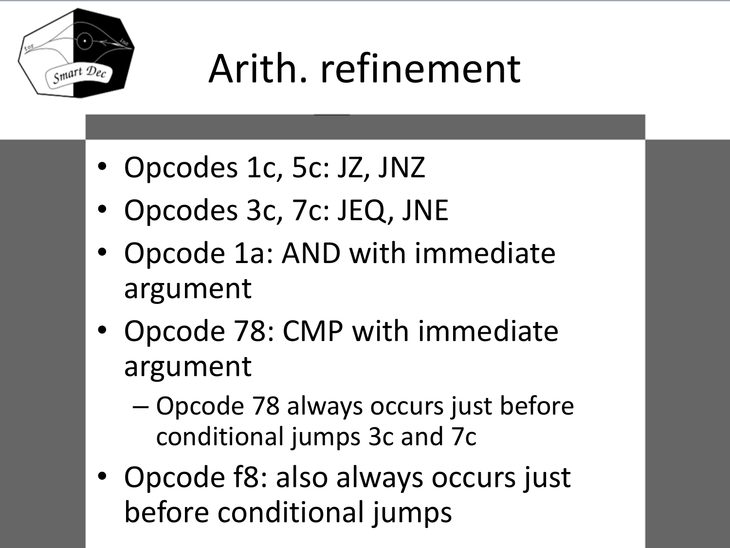# Arith. refinement

- Opcodes 1c, 5c: JZ, JNZ
- Opcodes 3c, 7c: JEQ, JNE
- Opcode 1a: AND with immediate argument
- Opcode 78: CMP with immediate argument
  - Opcode 78 always occurs just before conditional jumps 3c and 7c
- Opcode f8: also always occurs just before conditional jumps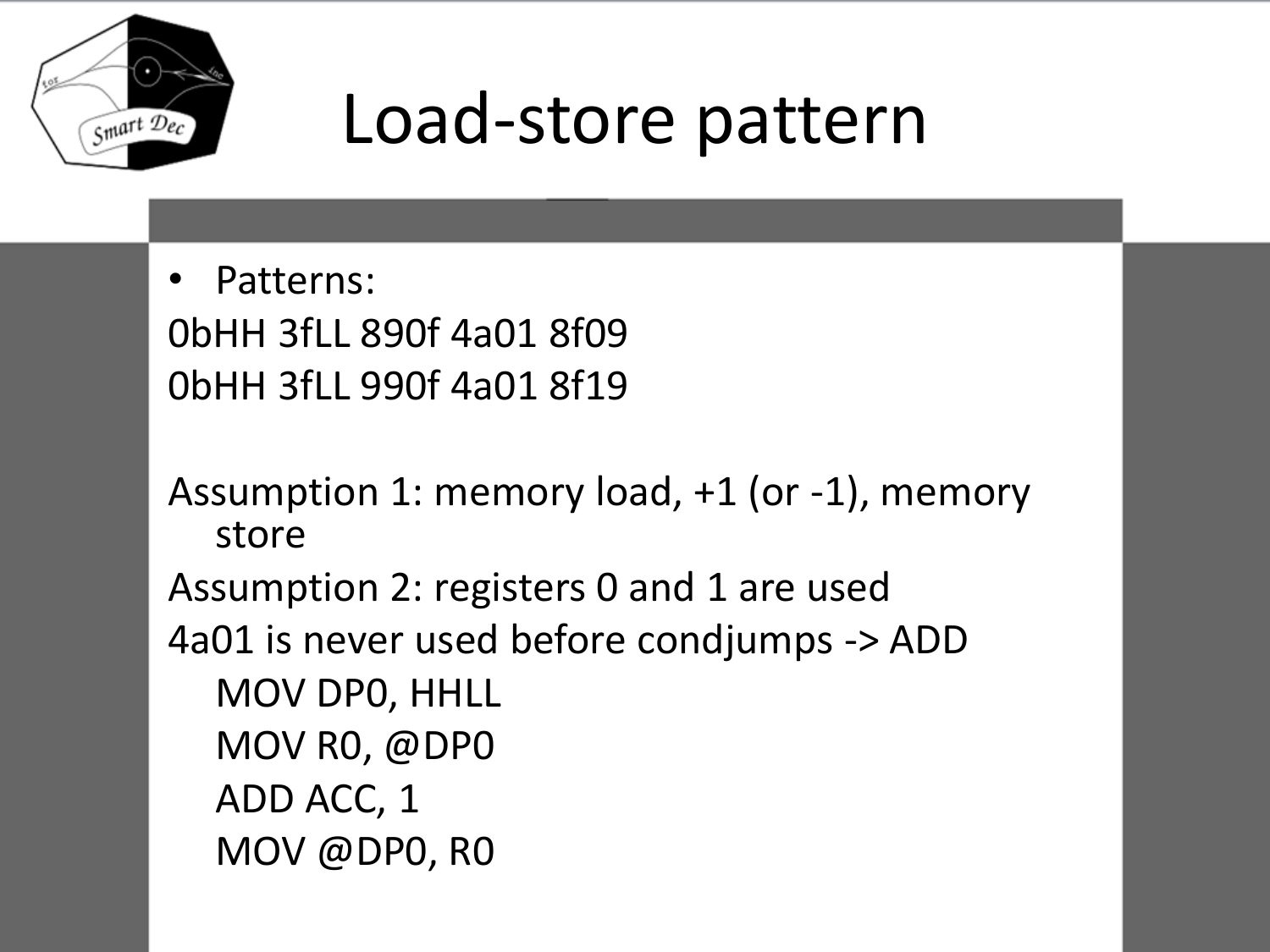# Load-store pattern

- Patterns:

0bHH 3fLL 890f 4a01 8f09
0bHH 3fLL 990f 4a01 8f19

Assumption 1: memory load, +1 (or -1), memory store

Assumption 2: registers 0 and 1 are used

4a01 is never used before condjumps -> ADD

```
MOV DP0, HHLL
MOV R0, @DP0
ADD ACC, 1
MOV @DP0, R0
```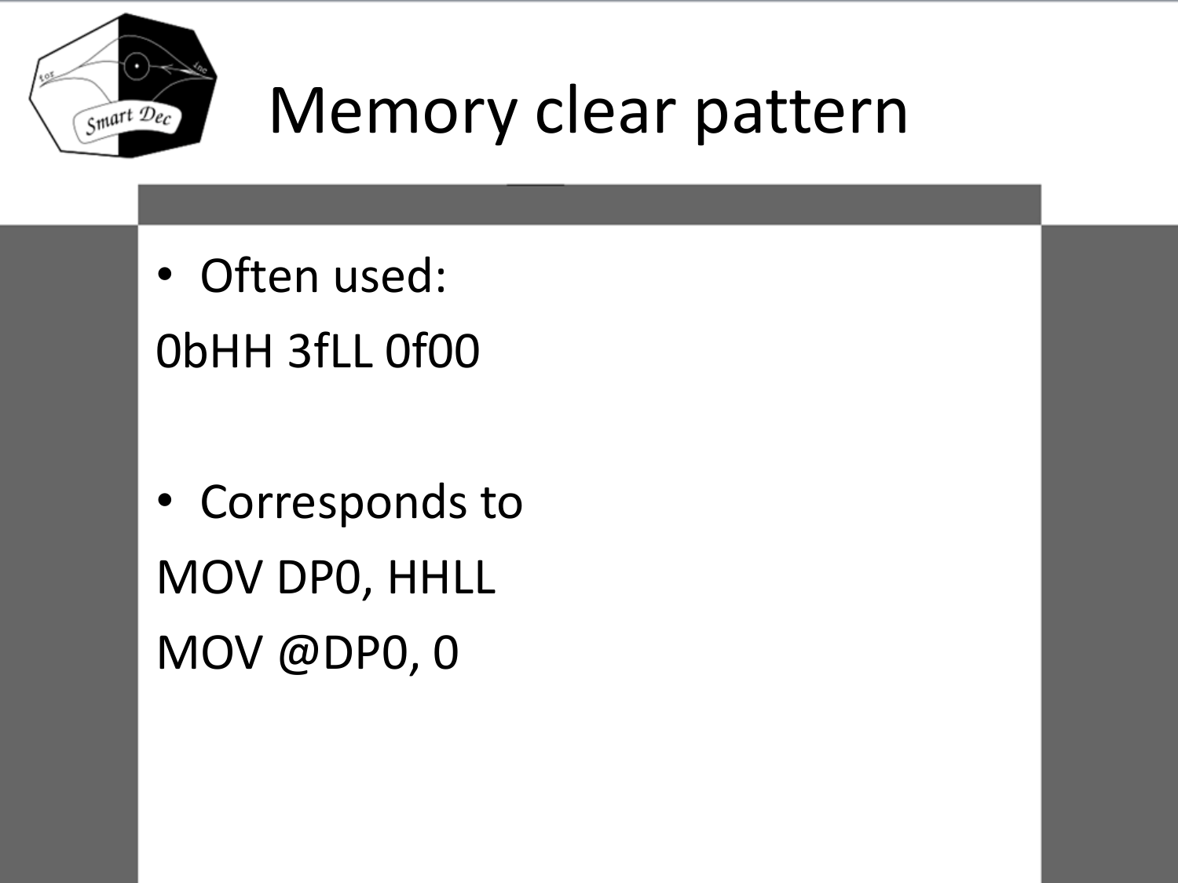# Memory clear pattern

- Often used:

```
0bHH 3fLL 0f00
```

- Corresponds to

```
MOV DP0, HHLL
MOV @DP0, 0
```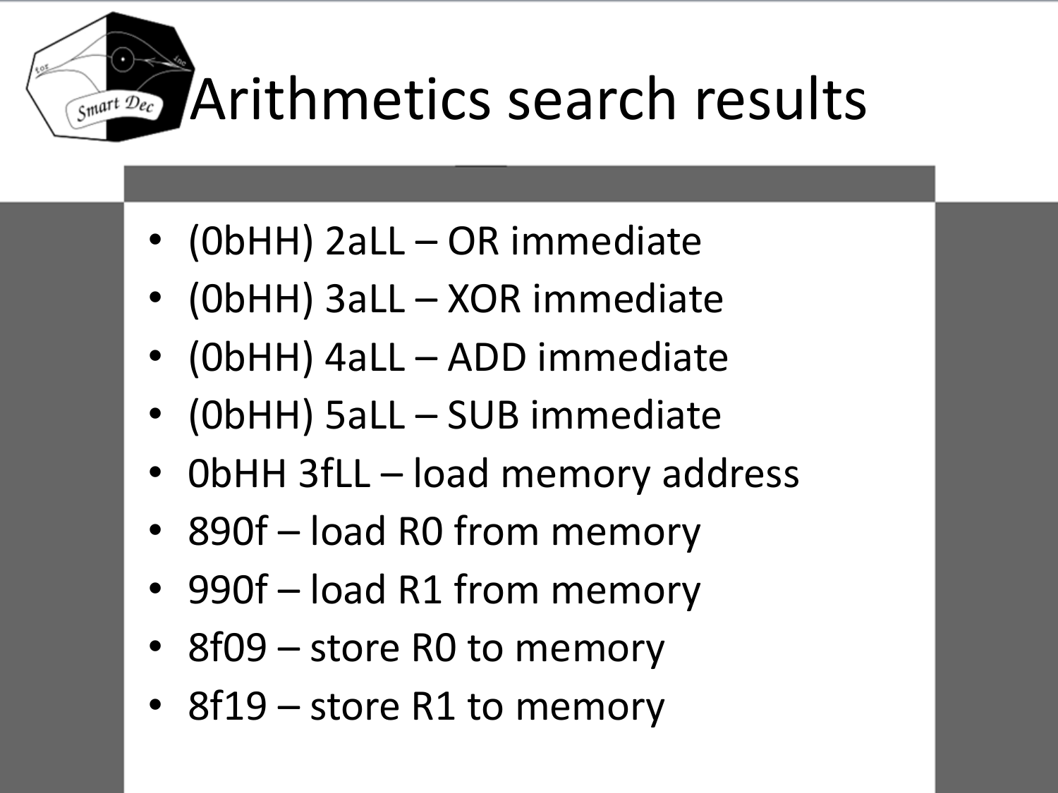# Arithmetics search results

- (0bHH) 2aLL – OR immediate
- (0bHH) 3aLL – XOR immediate
- (0bHH) 4aLL – ADD immediate
- (0bHH) 5aLL – SUB immediate
- 0bHH 3fLL – load memory address
- 890f – load R0 from memory
- 990f – load R1 from memory
- 8f09 – store R0 to memory
- 8f19 – store R1 to memory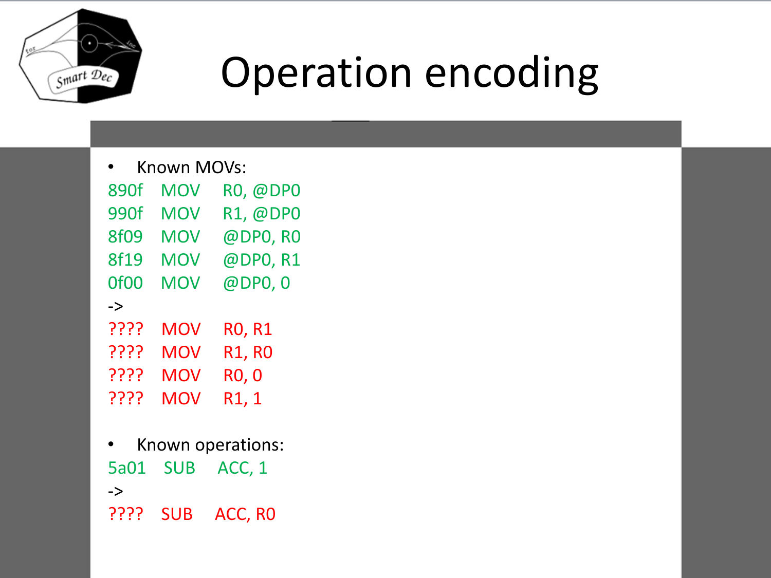# Operation encoding

- Known MOVs:

```
890f  MOV  R0, @DP0
990f  MOV  R1, @DP0
8f09  MOV  @DP0, R0
8f19  MOV  @DP0, R1
0f00  MOV  @DP0, 0
->
????  MOV  R0, R1
????  MOV  R1, R0
????  MOV  R0, 0
????  MOV  R1, 1
```

- Known operations:

```
5a01  SUB  ACC, 1
->
????  SUB  ACC, R0
```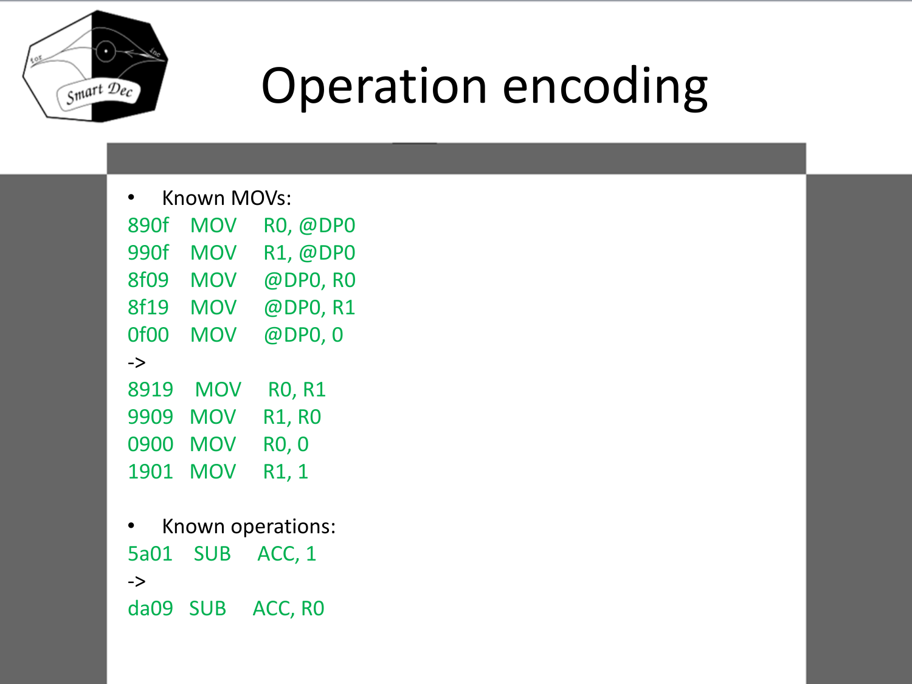# Operation encoding

- Known MOVs:

```
890f   MOV   R0, @DP0
990f   MOV   R1, @DP0
8f09   MOV   @DP0, R0
8f19   MOV   @DP0, R1
0f00   MOV   @DP0, 0
->
8919   MOV   R0, R1
9909   MOV   R1, R0
0900   MOV   R0, 0
1901   MOV   R1, 1
```

- Known operations:

```
5a01   SUB   ACC, 1
->
da09   SUB   ACC, R0
```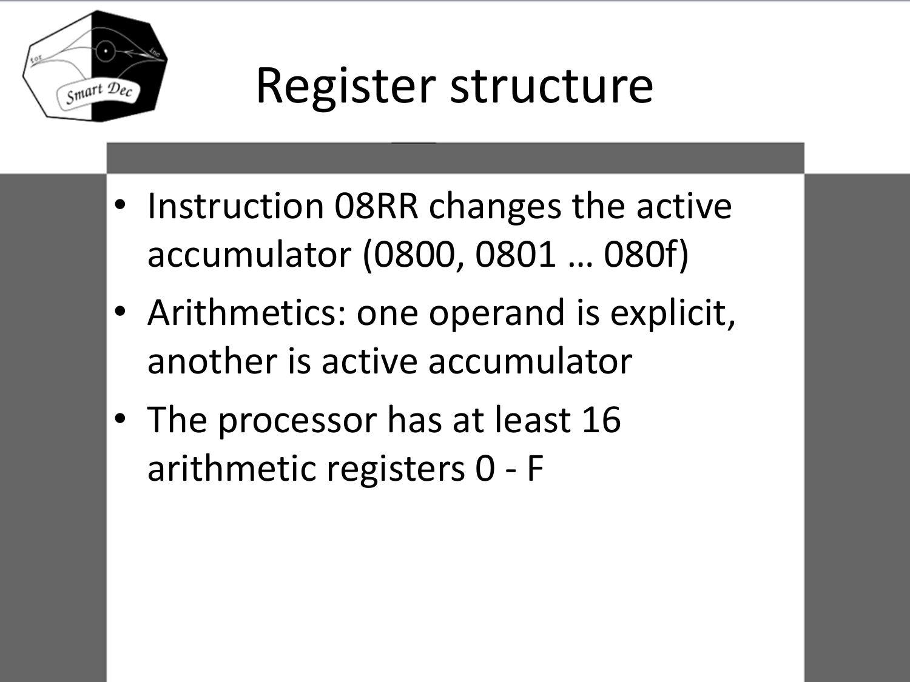# Register structure

- Instruction 08RR changes the active accumulator (0800, 0801 … 080f)
- Arithmetics: one operand is explicit, another is active accumulator
- The processor has at least 16 arithmetic registers 0 - F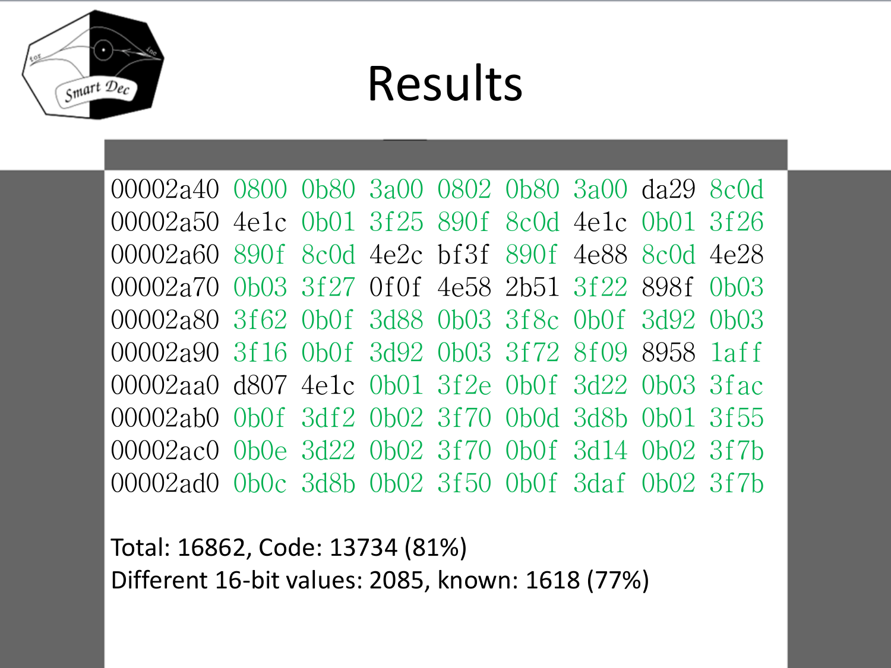# Results

```
00002a40 0800 0b80 3a00 0802 0b80 3a00 da29 8c0d
00002a50 4e1c 0b01 3f25 890f 8c0d 4e1c 0b01 3f26
00002a60 890f 8c0d 4e2c bf3f 890f 4e88 8c0d 4e28
00002a70 0b03 3f27 0f0f 4e58 2b51 3f22 898f 0b03
00002a80 3f62 0b0f 3d88 0b03 3f8c 0b0f 3d92 0b03
00002a90 3f16 0b0f 3d92 0b03 3f72 8f09 8958 1aff
00002aa0 d807 4e1c 0b01 3f2e 0b0f 3d22 0b03 3fac
00002ab0 0b0f 3df2 0b02 3f70 0b0d 3d8b 0b01 3f55
00002ac0 0b0e 3d22 0b02 3f70 0b0f 3d14 0b02 3f7b
00002ad0 0b0c 3d8b 0b02 3f50 0b0f 3daf 0b02 3f7b
```

Total: 16862, Code: 13734 (81%)

Different 16-bit values: 2085, known: 1618 (77%)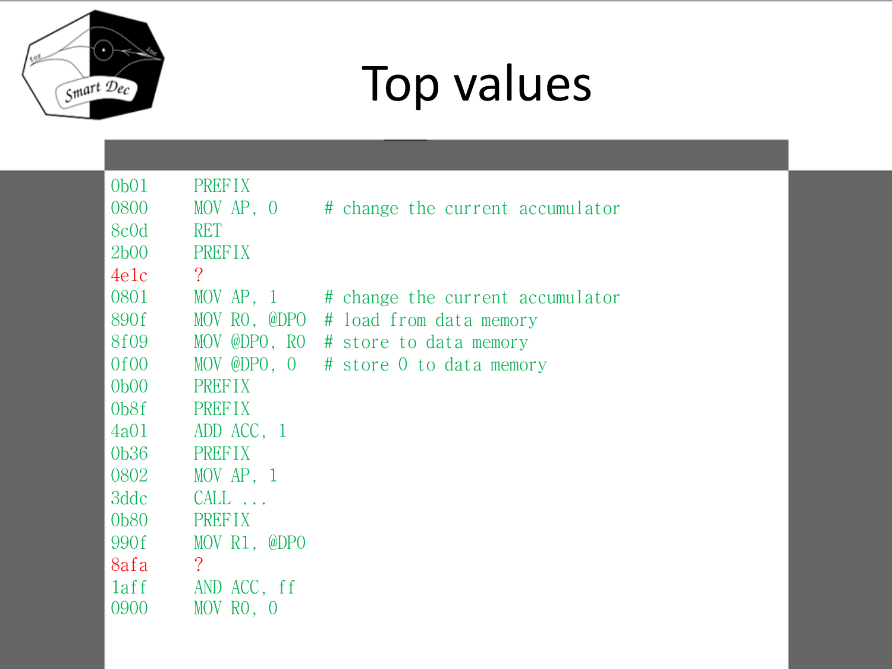# Top values

```
0b01    PREFIX
0800    MOV AP, 0     # change the current accumulator
8c0d    RET
2b00    PREFIX
4e1c    ?
0801    MOV AP, 1     # change the current accumulator
890f    MOV R0, @DP0  # load from data memory
8f09    MOV @DP0, R0  # store to data memory
0f00    MOV @DP0, 0   # store 0 to data memory
0b00    PREFIX
0b8f    PREFIX
4a01    ADD ACC, 1
0b36    PREFIX
0802    MOV AP, 1
3ddc    CALL ...
0b80    PREFIX
990f    MOV R1, @DP0
8afa    ?
1aff    AND ACC, ff
0900    MOV R0, 0
```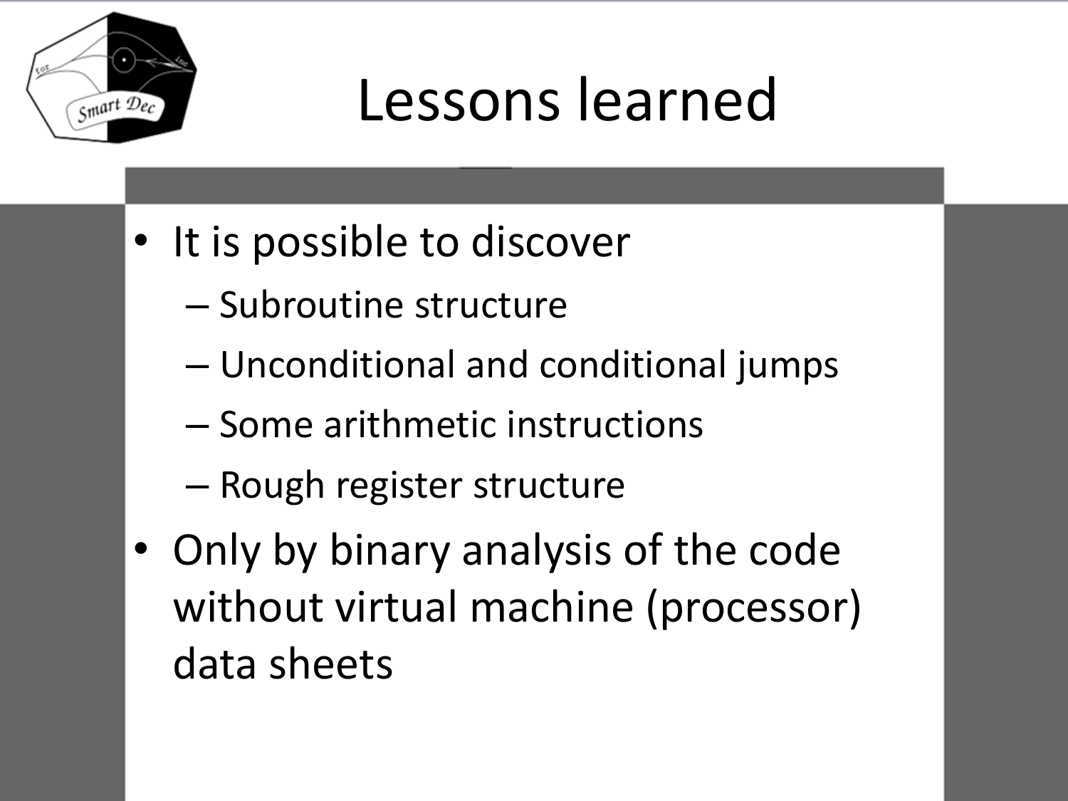# Lessons learned

- It is possible to discover
  - Subroutine structure
  - Unconditional and conditional jumps
  - Some arithmetic instructions
  - Rough register structure
- Only by binary analysis of the code without virtual machine (processor) data sheets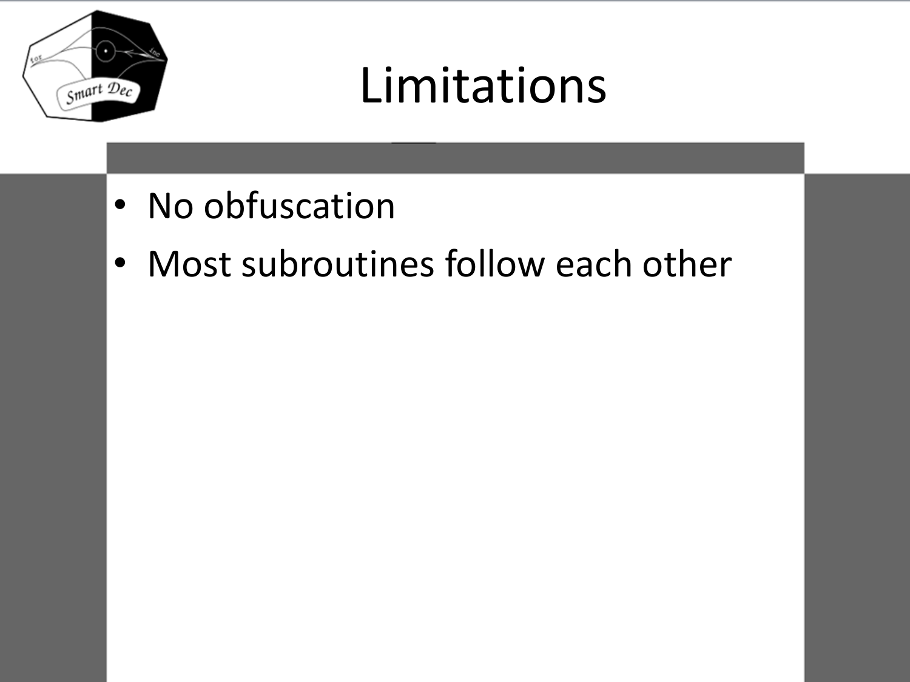# Limitations

- No obfuscation
- Most subroutines follow each other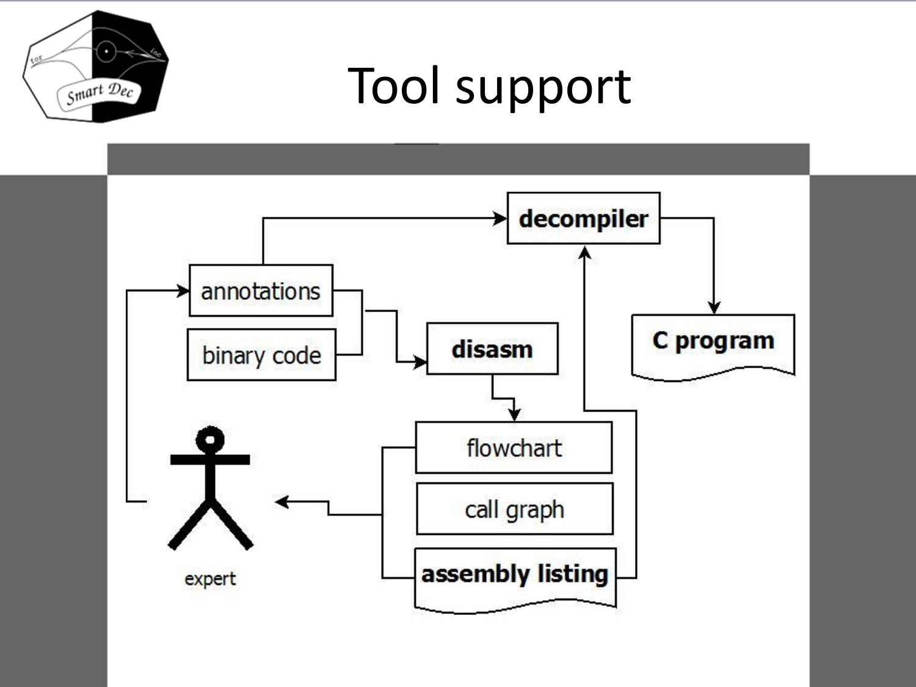# Tool support

decompiler

annotations

binary code

disasm

C program

flowchart

call graph

assembly listing

expert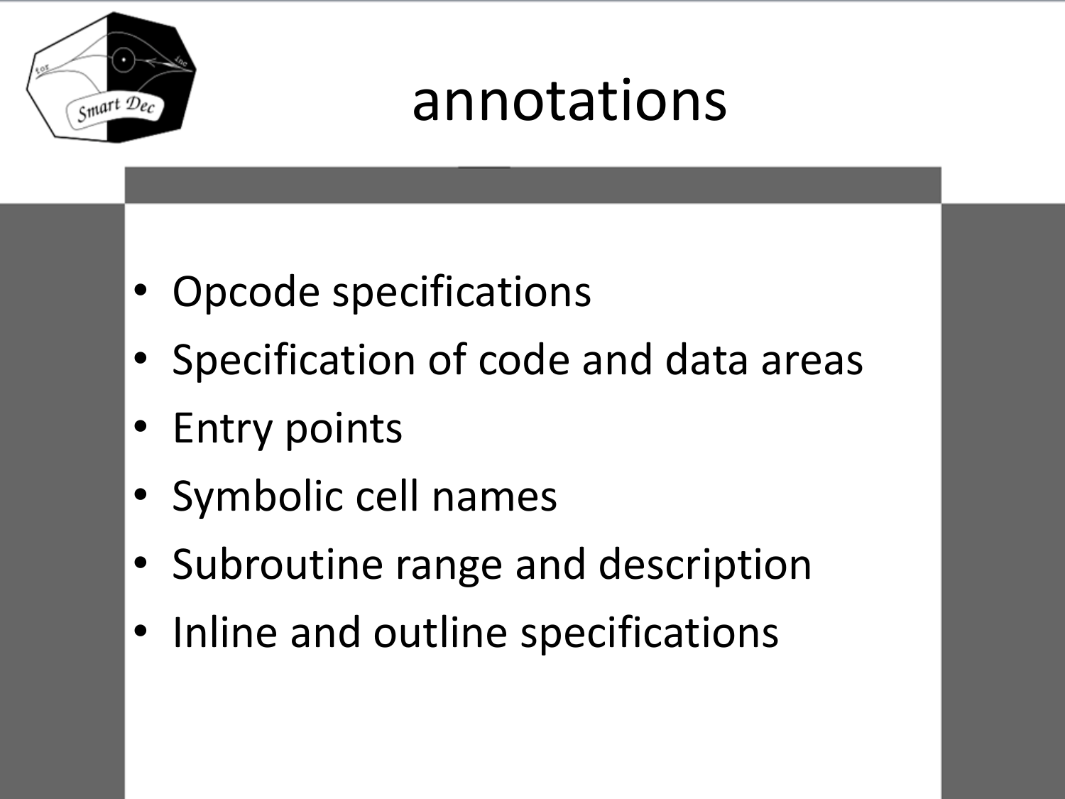# annotations

- Opcode specifications
- Specification of code and data areas
- Entry points
- Symbolic cell names
- Subroutine range and description
- Inline and outline specifications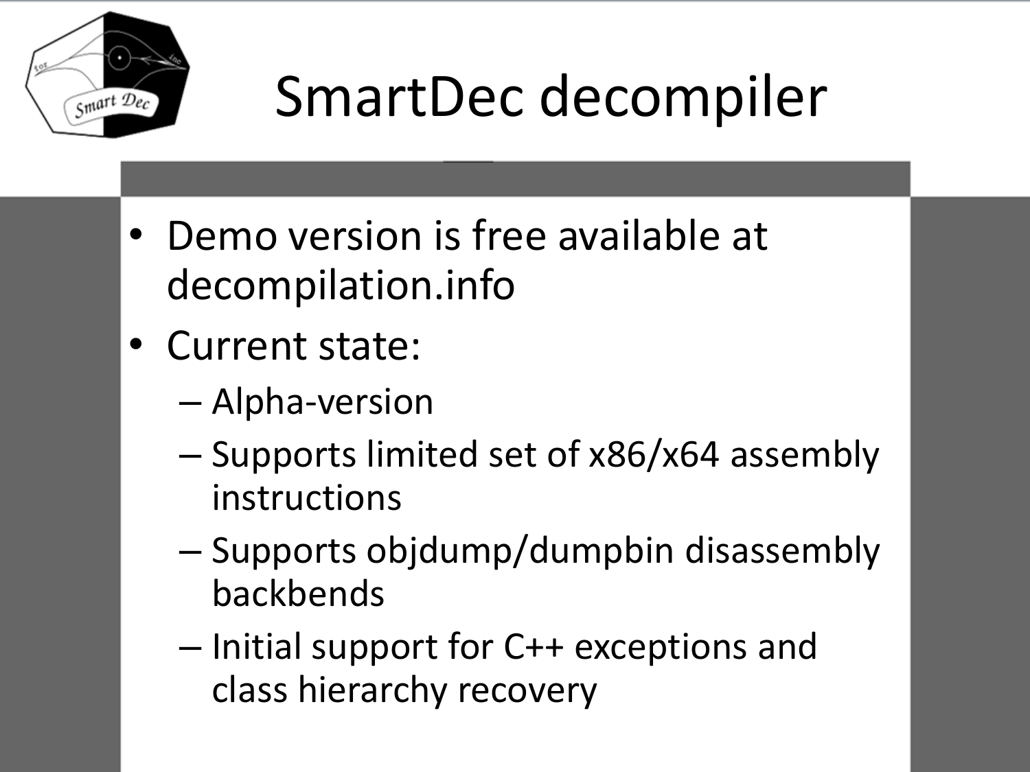# SmartDec decompiler

- Demo version is free available at decompilation.info
- Current state:
  - Alpha-version
  - Supports limited set of x86/x64 assembly instructions
  - Supports objdump/dumpbin disassembly backbends
  - Initial support for C++ exceptions and class hierarchy recovery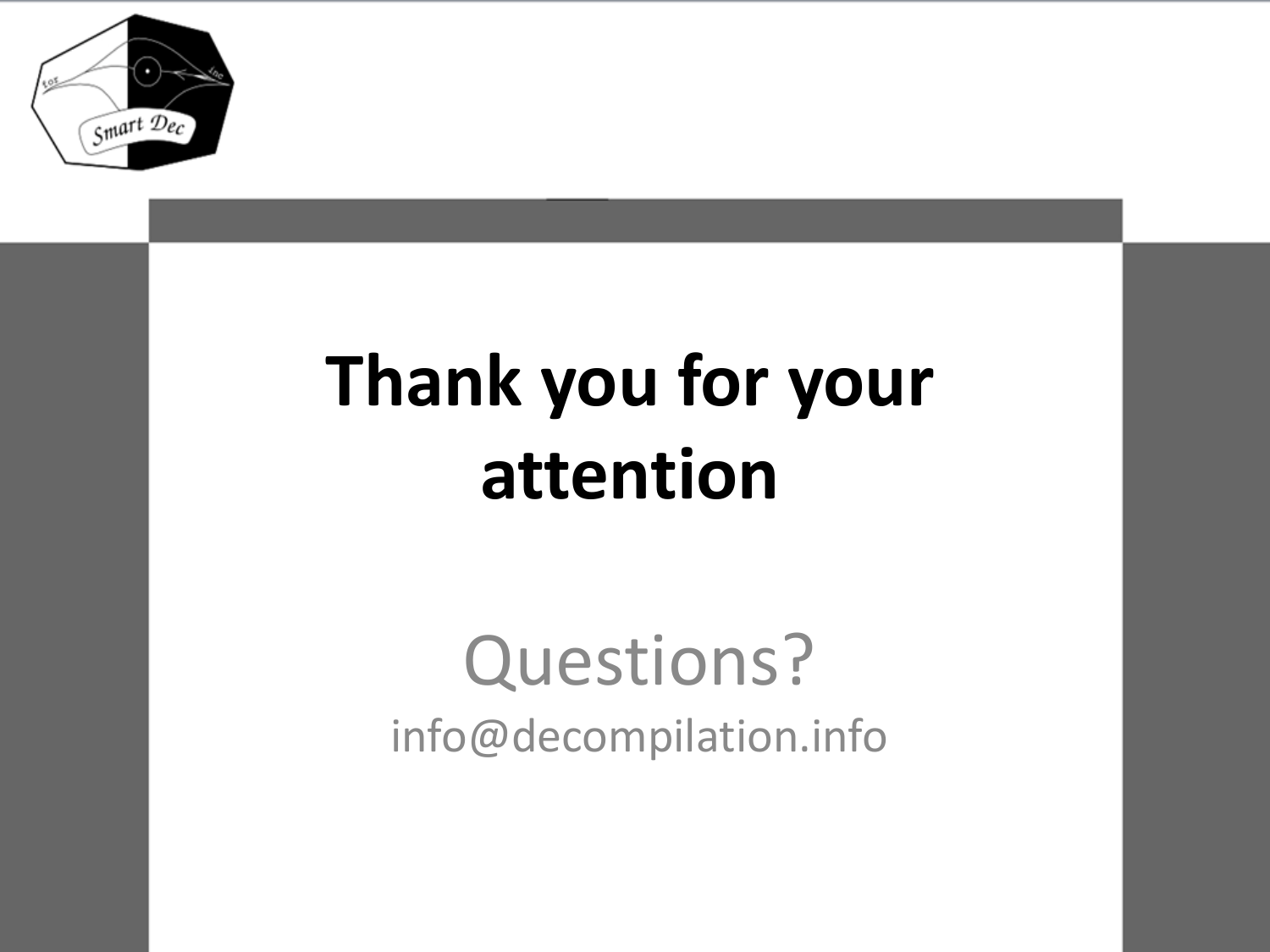# Thank you for your attention

Questions?

info@decompilation.info